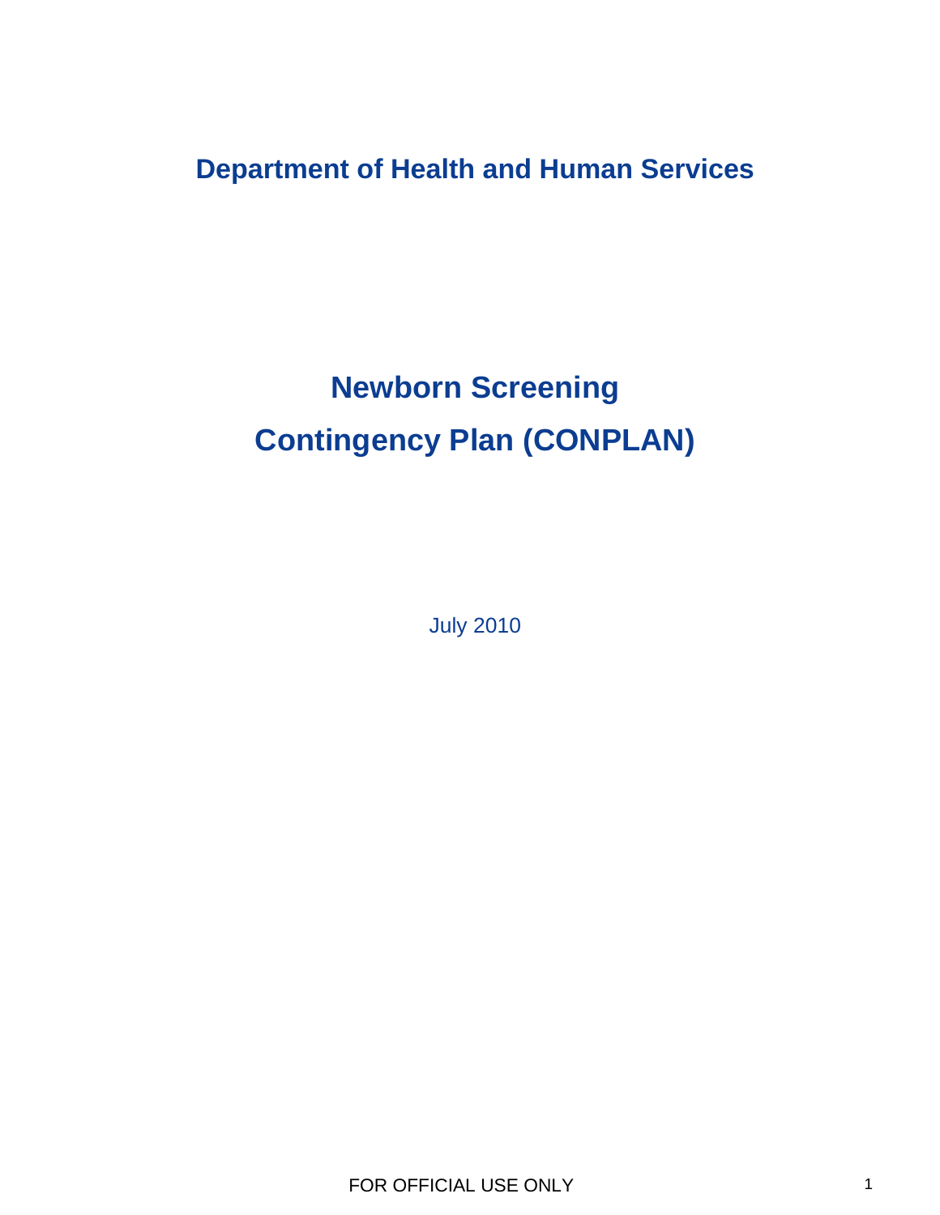**Department of Health and Human Services**

# Newborn Screening Contingency Plan (CONPLAN)

July 2010

FOR OFFICIAL USE ONLY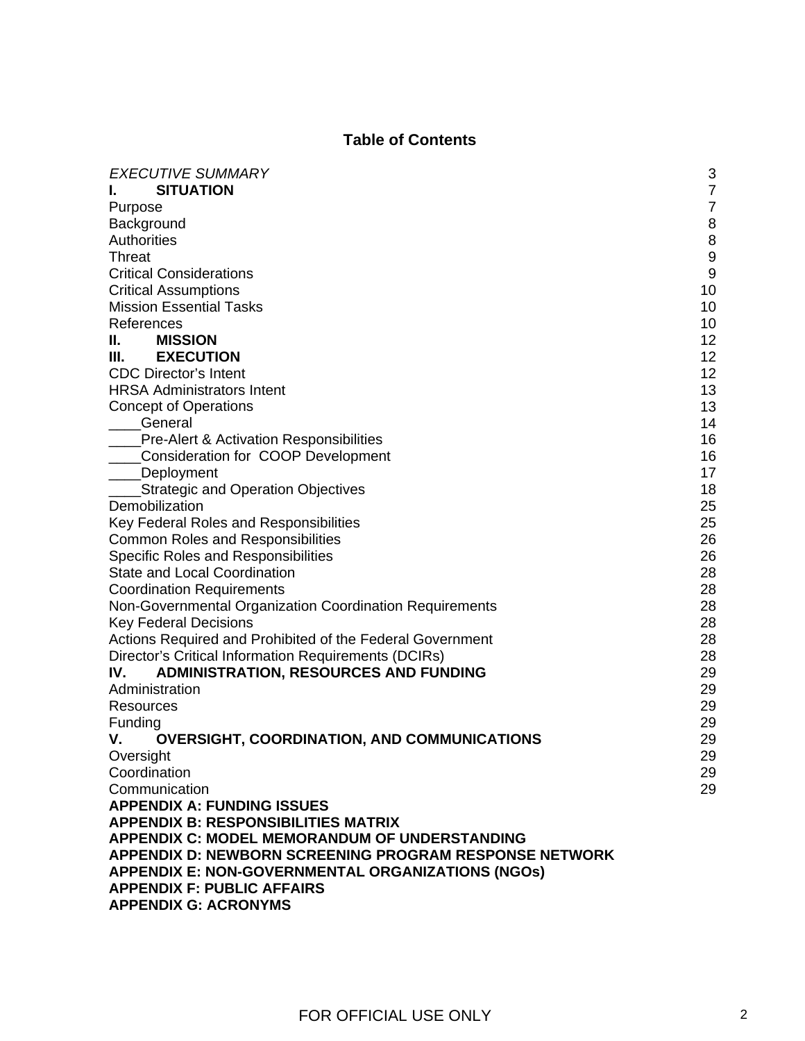## Table of Contents

| | |
|---|---|
| *EXECUTIVE SUMMARY* | 3 |
| **I. SITUATION** | 7 |
| Purpose | 7 |
| Background | 8 |
| Authorities | 8 |
| Threat | 9 |
| Critical Considerations | 9 |
| Critical Assumptions | 10 |
| Mission Essential Tasks | 10 |
| References | 10 |
| **II. MISSION** | 12 |
| **III. EXECUTION** | 12 |
| CDC Director's Intent | 12 |
| HRSA Administrators Intent | 13 |
| Concept of Operations | 13 |
| ____General | 14 |
| ____Pre-Alert & Activation Responsibilities | 16 |
| ____Consideration for COOP Development | 16 |
| ____Deployment | 17 |
| ____Strategic and Operation Objectives | 18 |
| Demobilization | 25 |
| Key Federal Roles and Responsibilities | 25 |
| Common Roles and Responsibilities | 26 |
| Specific Roles and Responsibilities | 26 |
| State and Local Coordination | 28 |
| Coordination Requirements | 28 |
| Non-Governmental Organization Coordination Requirements | 28 |
| Key Federal Decisions | 28 |
| Actions Required and Prohibited of the Federal Government | 28 |
| Director's Critical Information Requirements (DCIRs) | 28 |
| **IV. ADMINISTRATION, RESOURCES AND FUNDING** | 29 |
| Administration | 29 |
| Resources | 29 |
| Funding | 29 |
| **V. OVERSIGHT, COORDINATION, AND COMMUNICATIONS** | 29 |
| Oversight | 29 |
| Coordination | 29 |
| Communication | 29 |
| **APPENDIX A: FUNDING ISSUES** | |
| **APPENDIX B: RESPONSIBILITIES MATRIX** | |
| **APPENDIX C: MODEL MEMORANDUM OF UNDERSTANDING** | |
| **APPENDIX D: NEWBORN SCREENING PROGRAM RESPONSE NETWORK** | |
| **APPENDIX E: NON-GOVERNMENTAL ORGANIZATIONS (NGOs)** | |
| **APPENDIX F: PUBLIC AFFAIRS** | |
| **APPENDIX G: ACRONYMS** | |

FOR OFFICIAL USE ONLY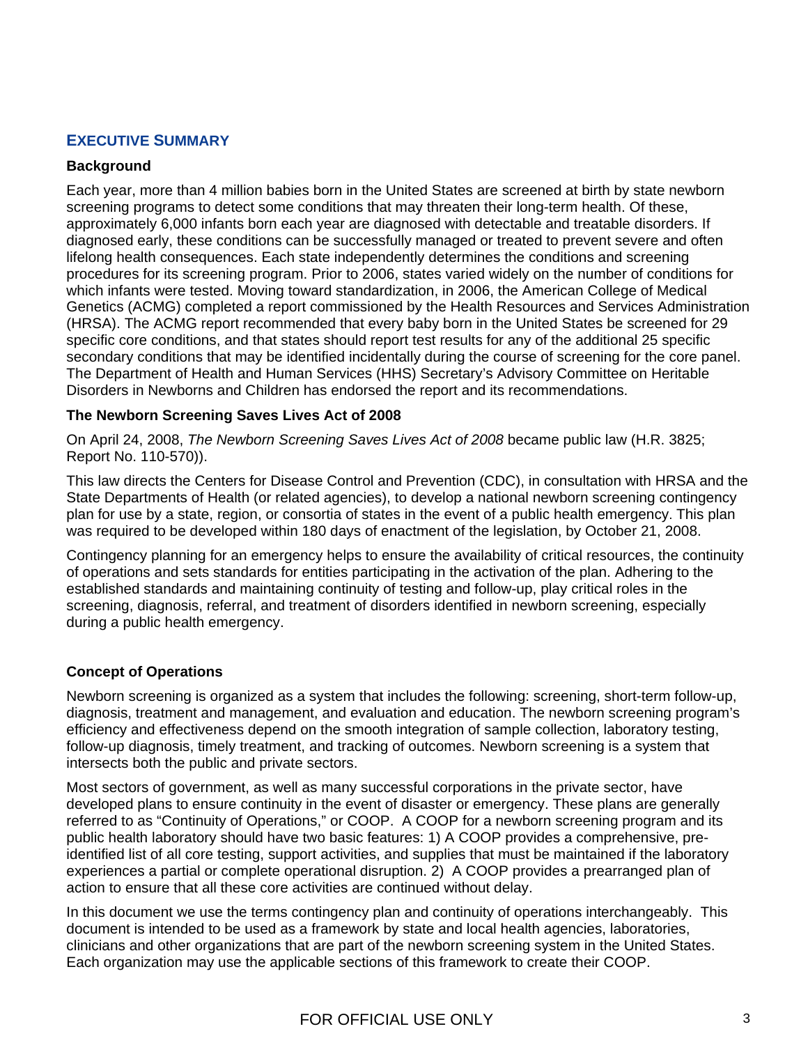## EXECUTIVE SUMMARY

### Background

Each year, more than 4 million babies born in the United States are screened at birth by state newborn screening programs to detect some conditions that may threaten their long-term health. Of these, approximately 6,000 infants born each year are diagnosed with detectable and treatable disorders. If diagnosed early, these conditions can be successfully managed or treated to prevent severe and often lifelong health consequences. Each state independently determines the conditions and screening procedures for its screening program. Prior to 2006, states varied widely on the number of conditions for which infants were tested. Moving toward standardization, in 2006, the American College of Medical Genetics (ACMG) completed a report commissioned by the Health Resources and Services Administration (HRSA). The ACMG report recommended that every baby born in the United States be screened for 29 specific core conditions, and that states should report test results for any of the additional 25 specific secondary conditions that may be identified incidentally during the course of screening for the core panel. The Department of Health and Human Services (HHS) Secretary's Advisory Committee on Heritable Disorders in Newborns and Children has endorsed the report and its recommendations.

### The Newborn Screening Saves Lives Act of 2008

On April 24, 2008, *The Newborn Screening Saves Lives Act of 2008* became public law (H.R. 3825; Report No. 110-570)).

This law directs the Centers for Disease Control and Prevention (CDC), in consultation with HRSA and the State Departments of Health (or related agencies), to develop a national newborn screening contingency plan for use by a state, region, or consortia of states in the event of a public health emergency. This plan was required to be developed within 180 days of enactment of the legislation, by October 21, 2008.

Contingency planning for an emergency helps to ensure the availability of critical resources, the continuity of operations and sets standards for entities participating in the activation of the plan. Adhering to the established standards and maintaining continuity of testing and follow-up, play critical roles in the screening, diagnosis, referral, and treatment of disorders identified in newborn screening, especially during a public health emergency.

### Concept of Operations

Newborn screening is organized as a system that includes the following: screening, short-term follow-up, diagnosis, treatment and management, and evaluation and education. The newborn screening program's efficiency and effectiveness depend on the smooth integration of sample collection, laboratory testing, follow-up diagnosis, timely treatment, and tracking of outcomes. Newborn screening is a system that intersects both the public and private sectors.

Most sectors of government, as well as many successful corporations in the private sector, have developed plans to ensure continuity in the event of disaster or emergency. These plans are generally referred to as "Continuity of Operations," or COOP. A COOP for a newborn screening program and its public health laboratory should have two basic features: 1) A COOP provides a comprehensive, pre-identified list of all core testing, support activities, and supplies that must be maintained if the laboratory experiences a partial or complete operational disruption. 2) A COOP provides a prearranged plan of action to ensure that all these core activities are continued without delay.

In this document we use the terms contingency plan and continuity of operations interchangeably. This document is intended to be used as a framework by state and local health agencies, laboratories, clinicians and other organizations that are part of the newborn screening system in the United States. Each organization may use the applicable sections of this framework to create their COOP.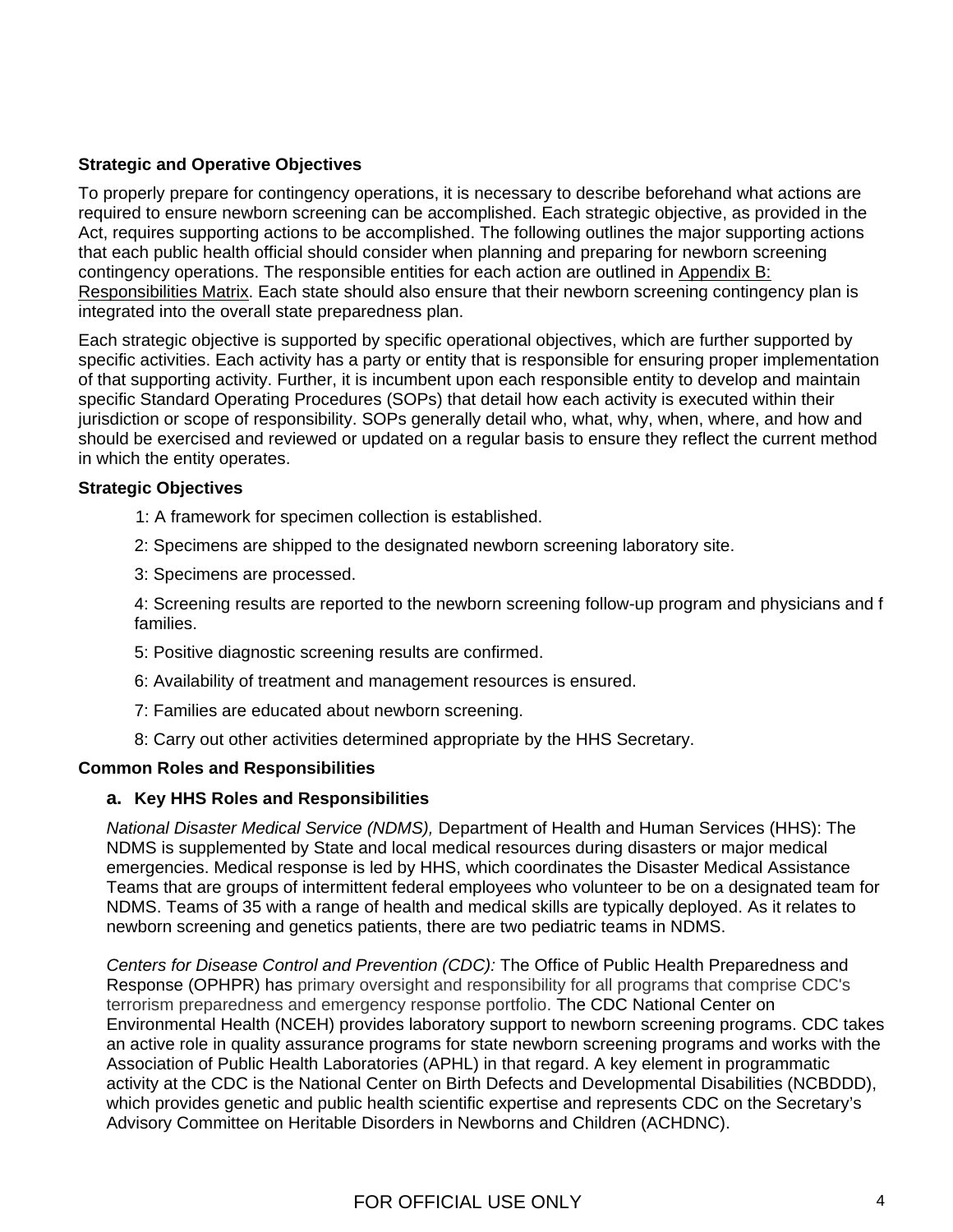**Strategic and Operative Objectives**

To properly prepare for contingency operations, it is necessary to describe beforehand what actions are required to ensure newborn screening can be accomplished. Each strategic objective, as provided in the Act, requires supporting actions to be accomplished. The following outlines the major supporting actions that each public health official should consider when planning and preparing for newborn screening contingency operations. The responsible entities for each action are outlined in Appendix B: Responsibilities Matrix. Each state should also ensure that their newborn screening contingency plan is integrated into the overall state preparedness plan.

Each strategic objective is supported by specific operational objectives, which are further supported by specific activities. Each activity has a party or entity that is responsible for ensuring proper implementation of that supporting activity. Further, it is incumbent upon each responsible entity to develop and maintain specific Standard Operating Procedures (SOPs) that detail how each activity is executed within their jurisdiction or scope of responsibility. SOPs generally detail who, what, why, when, where, and how and should be exercised and reviewed or updated on a regular basis to ensure they reflect the current method in which the entity operates.

**Strategic Objectives**

1: A framework for specimen collection is established.

2: Specimens are shipped to the designated newborn screening laboratory site.

3: Specimens are processed.

4: Screening results are reported to the newborn screening follow-up program and physicians and f families.

5: Positive diagnostic screening results are confirmed.

6: Availability of treatment and management resources is ensured.

7: Families are educated about newborn screening.

8: Carry out other activities determined appropriate by the HHS Secretary.

**Common Roles and Responsibilities**

**a. Key HHS Roles and Responsibilities**

*National Disaster Medical Service (NDMS),* Department of Health and Human Services (HHS): The NDMS is supplemented by State and local medical resources during disasters or major medical emergencies. Medical response is led by HHS, which coordinates the Disaster Medical Assistance Teams that are groups of intermittent federal employees who volunteer to be on a designated team for NDMS. Teams of 35 with a range of health and medical skills are typically deployed. As it relates to newborn screening and genetics patients, there are two pediatric teams in NDMS.

*Centers for Disease Control and Prevention (CDC):* The Office of Public Health Preparedness and Response (OPHPR) has primary oversight and responsibility for all programs that comprise CDC's terrorism preparedness and emergency response portfolio. The CDC National Center on Environmental Health (NCEH) provides laboratory support to newborn screening programs. CDC takes an active role in quality assurance programs for state newborn screening programs and works with the Association of Public Health Laboratories (APHL) in that regard. A key element in programmatic activity at the CDC is the National Center on Birth Defects and Developmental Disabilities (NCBDDD), which provides genetic and public health scientific expertise and represents CDC on the Secretary's Advisory Committee on Heritable Disorders in Newborns and Children (ACHDNC).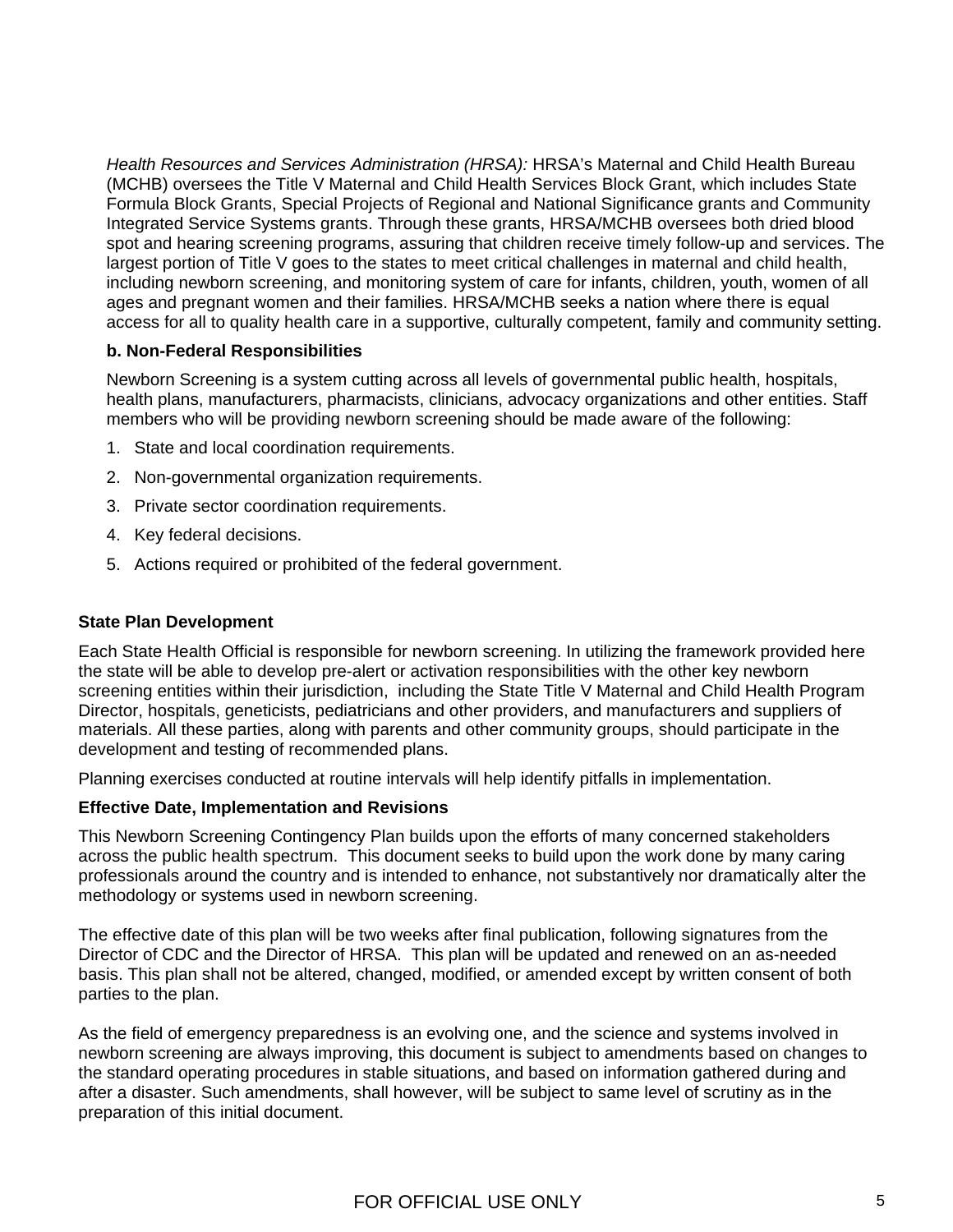*Health Resources and Services Administration (HRSA):* HRSA's Maternal and Child Health Bureau (MCHB) oversees the Title V Maternal and Child Health Services Block Grant, which includes State Formula Block Grants, Special Projects of Regional and National Significance grants and Community Integrated Service Systems grants. Through these grants, HRSA/MCHB oversees both dried blood spot and hearing screening programs, assuring that children receive timely follow-up and services. The largest portion of Title V goes to the states to meet critical challenges in maternal and child health, including newborn screening, and monitoring system of care for infants, children, youth, women of all ages and pregnant women and their families. HRSA/MCHB seeks a nation where there is equal access for all to quality health care in a supportive, culturally competent, family and community setting.

**b. Non-Federal Responsibilities**

Newborn Screening is a system cutting across all levels of governmental public health, hospitals, health plans, manufacturers, pharmacists, clinicians, advocacy organizations and other entities. Staff members who will be providing newborn screening should be made aware of the following:

1. State and local coordination requirements.
2. Non-governmental organization requirements.
3. Private sector coordination requirements.
4. Key federal decisions.
5. Actions required or prohibited of the federal government.

**State Plan Development**

Each State Health Official is responsible for newborn screening. In utilizing the framework provided here the state will be able to develop pre-alert or activation responsibilities with the other key newborn screening entities within their jurisdiction, including the State Title V Maternal and Child Health Program Director, hospitals, geneticists, pediatricians and other providers, and manufacturers and suppliers of materials. All these parties, along with parents and other community groups, should participate in the development and testing of recommended plans.

Planning exercises conducted at routine intervals will help identify pitfalls in implementation.

**Effective Date, Implementation and Revisions**

This Newborn Screening Contingency Plan builds upon the efforts of many concerned stakeholders across the public health spectrum. This document seeks to build upon the work done by many caring professionals around the country and is intended to enhance, not substantively nor dramatically alter the methodology or systems used in newborn screening.

The effective date of this plan will be two weeks after final publication, following signatures from the Director of CDC and the Director of HRSA. This plan will be updated and renewed on an as-needed basis. This plan shall not be altered, changed, modified, or amended except by written consent of both parties to the plan.

As the field of emergency preparedness is an evolving one, and the science and systems involved in newborn screening are always improving, this document is subject to amendments based on changes to the standard operating procedures in stable situations, and based on information gathered during and after a disaster. Such amendments, shall however, will be subject to same level of scrutiny as in the preparation of this initial document.

FOR OFFICIAL USE ONLY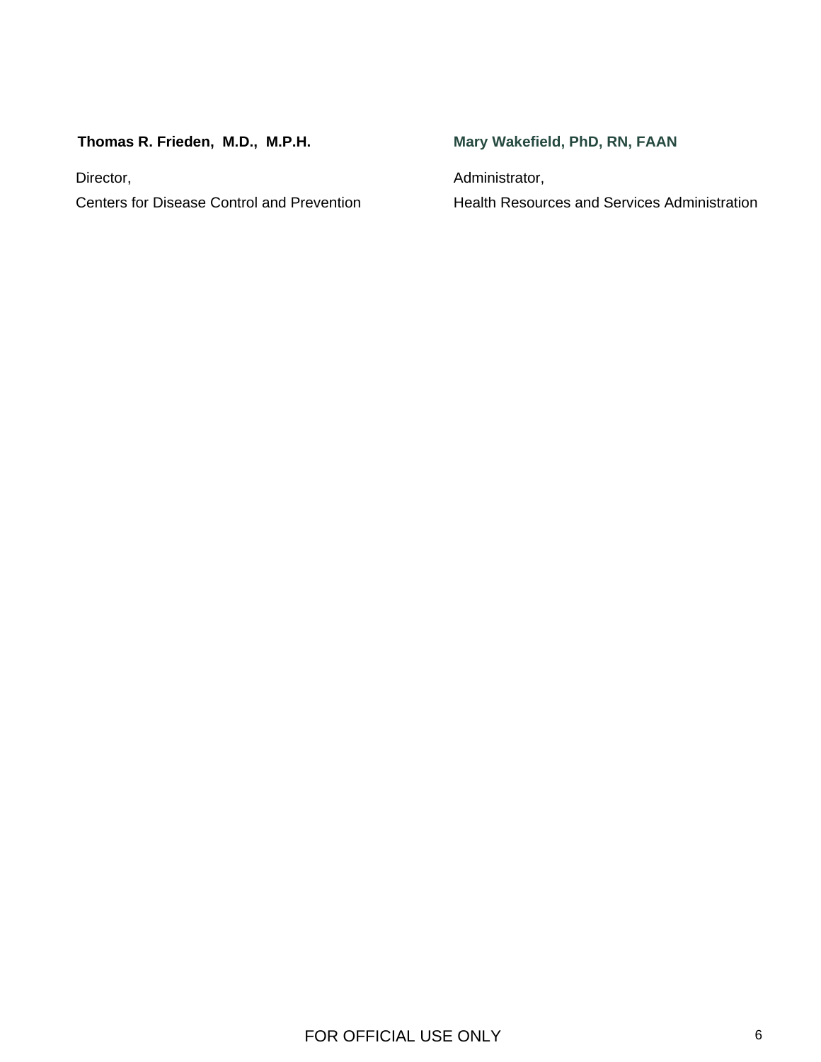**Thomas R. Frieden, M.D., M.P.H.**

Director,

Centers for Disease Control and Prevention

**Mary Wakefield, PhD, RN, FAAN**

Administrator,

Health Resources and Services Administration

FOR OFFICIAL USE ONLY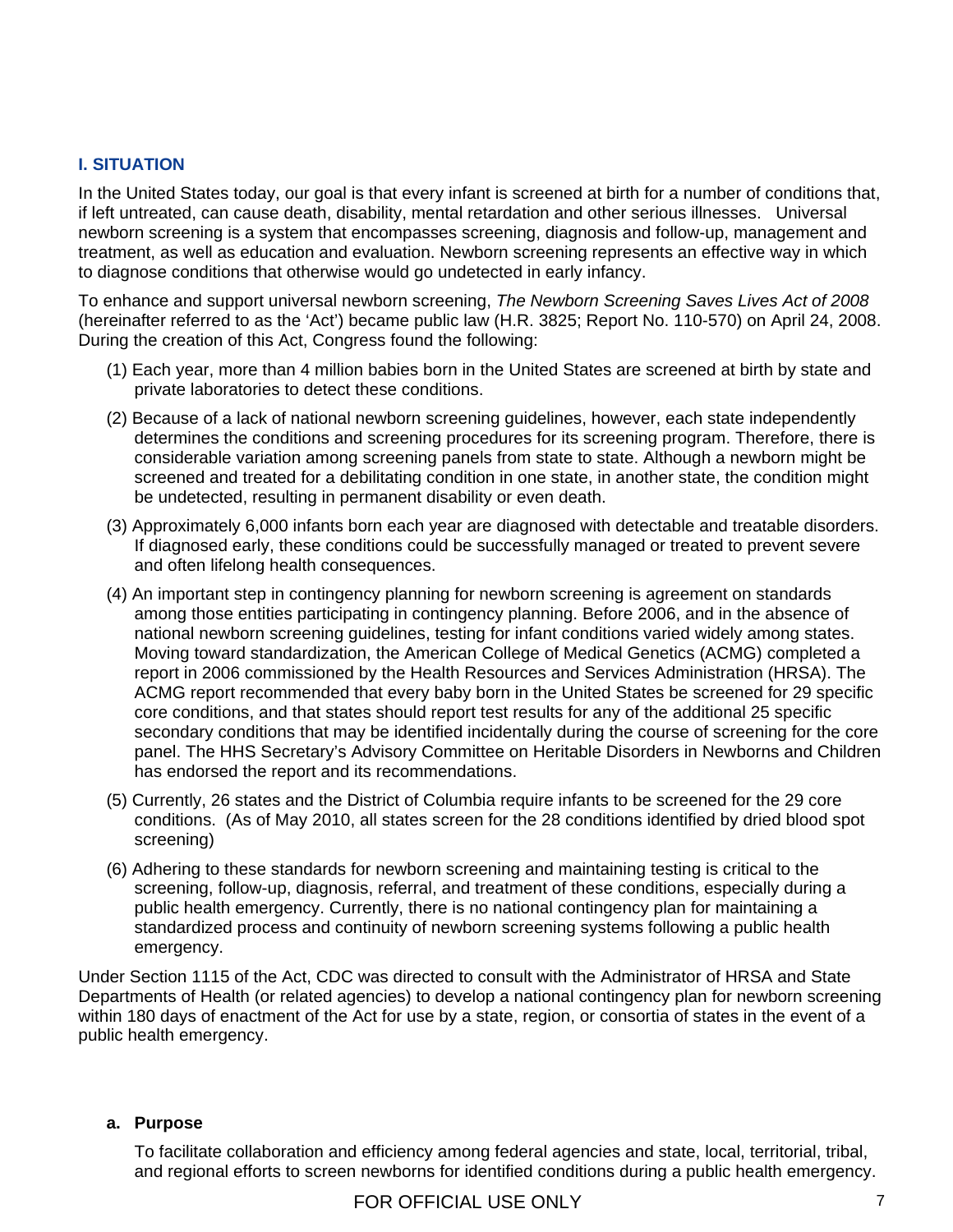## I. SITUATION

In the United States today, our goal is that every infant is screened at birth for a number of conditions that, if left untreated, can cause death, disability, mental retardation and other serious illnesses. Universal newborn screening is a system that encompasses screening, diagnosis and follow-up, management and treatment, as well as education and evaluation. Newborn screening represents an effective way in which to diagnose conditions that otherwise would go undetected in early infancy.

To enhance and support universal newborn screening, *The Newborn Screening Saves Lives Act of 2008* (hereinafter referred to as the 'Act') became public law (H.R. 3825; Report No. 110-570) on April 24, 2008. During the creation of this Act, Congress found the following:

(1) Each year, more than 4 million babies born in the United States are screened at birth by state and private laboratories to detect these conditions.

(2) Because of a lack of national newborn screening guidelines, however, each state independently determines the conditions and screening procedures for its screening program. Therefore, there is considerable variation among screening panels from state to state. Although a newborn might be screened and treated for a debilitating condition in one state, in another state, the condition might be undetected, resulting in permanent disability or even death.

(3) Approximately 6,000 infants born each year are diagnosed with detectable and treatable disorders. If diagnosed early, these conditions could be successfully managed or treated to prevent severe and often lifelong health consequences.

(4) An important step in contingency planning for newborn screening is agreement on standards among those entities participating in contingency planning. Before 2006, and in the absence of national newborn screening guidelines, testing for infant conditions varied widely among states. Moving toward standardization, the American College of Medical Genetics (ACMG) completed a report in 2006 commissioned by the Health Resources and Services Administration (HRSA). The ACMG report recommended that every baby born in the United States be screened for 29 specific core conditions, and that states should report test results for any of the additional 25 specific secondary conditions that may be identified incidentally during the course of screening for the core panel. The HHS Secretary's Advisory Committee on Heritable Disorders in Newborns and Children has endorsed the report and its recommendations.

(5) Currently, 26 states and the District of Columbia require infants to be screened for the 29 core conditions. (As of May 2010, all states screen for the 28 conditions identified by dried blood spot screening)

(6) Adhering to these standards for newborn screening and maintaining testing is critical to the screening, follow-up, diagnosis, referral, and treatment of these conditions, especially during a public health emergency. Currently, there is no national contingency plan for maintaining a standardized process and continuity of newborn screening systems following a public health emergency.

Under Section 1115 of the Act, CDC was directed to consult with the Administrator of HRSA and State Departments of Health (or related agencies) to develop a national contingency plan for newborn screening within 180 days of enactment of the Act for use by a state, region, or consortia of states in the event of a public health emergency.

### a. Purpose

To facilitate collaboration and efficiency among federal agencies and state, local, territorial, tribal, and regional efforts to screen newborns for identified conditions during a public health emergency.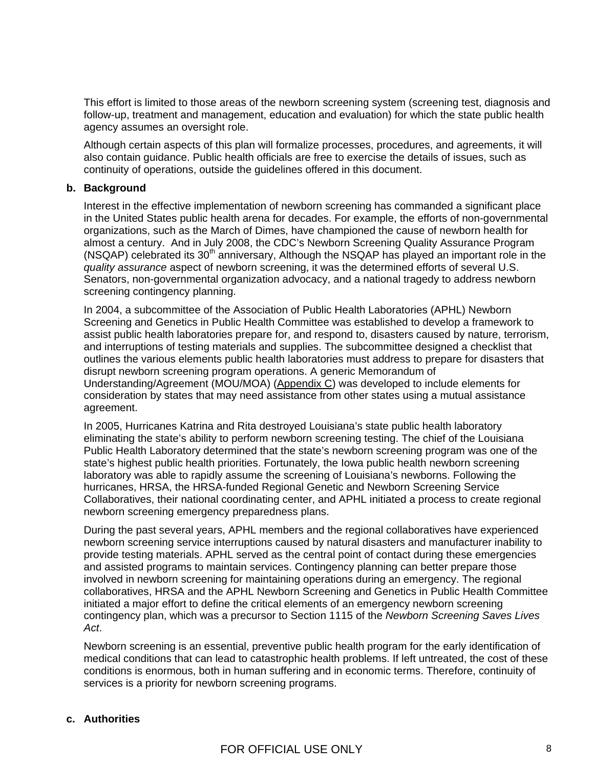This effort is limited to those areas of the newborn screening system (screening test, diagnosis and follow-up, treatment and management, education and evaluation) for which the state public health agency assumes an oversight role.

Although certain aspects of this plan will formalize processes, procedures, and agreements, it will also contain guidance. Public health officials are free to exercise the details of issues, such as continuity of operations, outside the guidelines offered in this document.

**b. Background**

Interest in the effective implementation of newborn screening has commanded a significant place in the United States public health arena for decades. For example, the efforts of non-governmental organizations, such as the March of Dimes, have championed the cause of newborn health for almost a century. And in July 2008, the CDC's Newborn Screening Quality Assurance Program (NSQAP) celebrated its 30th anniversary, Although the NSQAP has played an important role in the *quality assurance* aspect of newborn screening, it was the determined efforts of several U.S. Senators, non-governmental organization advocacy, and a national tragedy to address newborn screening contingency planning.

In 2004, a subcommittee of the Association of Public Health Laboratories (APHL) Newborn Screening and Genetics in Public Health Committee was established to develop a framework to assist public health laboratories prepare for, and respond to, disasters caused by nature, terrorism, and interruptions of testing materials and supplies. The subcommittee designed a checklist that outlines the various elements public health laboratories must address to prepare for disasters that disrupt newborn screening program operations. A generic Memorandum of Understanding/Agreement (MOU/MOA) (Appendix C) was developed to include elements for consideration by states that may need assistance from other states using a mutual assistance agreement.

In 2005, Hurricanes Katrina and Rita destroyed Louisiana's state public health laboratory eliminating the state's ability to perform newborn screening testing. The chief of the Louisiana Public Health Laboratory determined that the state's newborn screening program was one of the state's highest public health priorities. Fortunately, the Iowa public health newborn screening laboratory was able to rapidly assume the screening of Louisiana's newborns. Following the hurricanes, HRSA, the HRSA-funded Regional Genetic and Newborn Screening Service Collaboratives, their national coordinating center, and APHL initiated a process to create regional newborn screening emergency preparedness plans.

During the past several years, APHL members and the regional collaboratives have experienced newborn screening service interruptions caused by natural disasters and manufacturer inability to provide testing materials. APHL served as the central point of contact during these emergencies and assisted programs to maintain services. Contingency planning can better prepare those involved in newborn screening for maintaining operations during an emergency. The regional collaboratives, HRSA and the APHL Newborn Screening and Genetics in Public Health Committee initiated a major effort to define the critical elements of an emergency newborn screening contingency plan, which was a precursor to Section 1115 of the *Newborn Screening Saves Lives Act*.

Newborn screening is an essential, preventive public health program for the early identification of medical conditions that can lead to catastrophic health problems. If left untreated, the cost of these conditions is enormous, both in human suffering and in economic terms. Therefore, continuity of services is a priority for newborn screening programs.

**c. Authorities**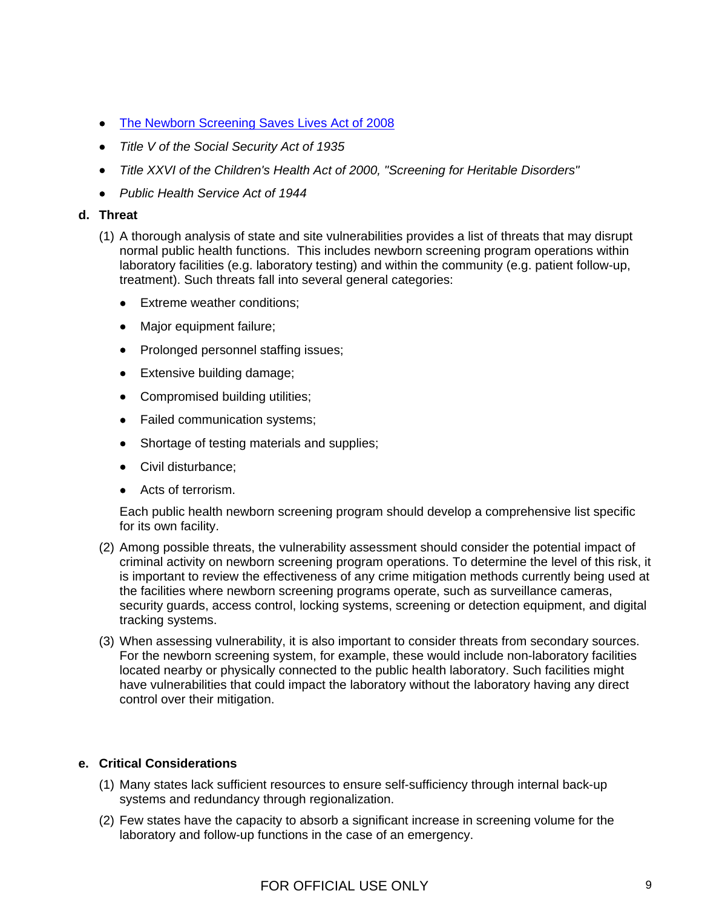- [The Newborn Screening Saves Lives Act of 2008]()
- *Title V of the Social Security Act of 1935*
- *Title XXVI of the Children's Health Act of 2000, "Screening for Heritable Disorders"*
- *Public Health Service Act of 1944*

**d. Threat**

(1) A thorough analysis of state and site vulnerabilities provides a list of threats that may disrupt normal public health functions. This includes newborn screening program operations within laboratory facilities (e.g. laboratory testing) and within the community (e.g. patient follow-up, treatment). Such threats fall into several general categories:

- Extreme weather conditions;
- Major equipment failure;
- Prolonged personnel staffing issues;
- Extensive building damage;
- Compromised building utilities;
- Failed communication systems;
- Shortage of testing materials and supplies;
- Civil disturbance;
- Acts of terrorism.

Each public health newborn screening program should develop a comprehensive list specific for its own facility.

(2) Among possible threats, the vulnerability assessment should consider the potential impact of criminal activity on newborn screening program operations. To determine the level of this risk, it is important to review the effectiveness of any crime mitigation methods currently being used at the facilities where newborn screening programs operate, such as surveillance cameras, security guards, access control, locking systems, screening or detection equipment, and digital tracking systems.

(3) When assessing vulnerability, it is also important to consider threats from secondary sources. For the newborn screening system, for example, these would include non-laboratory facilities located nearby or physically connected to the public health laboratory. Such facilities might have vulnerabilities that could impact the laboratory without the laboratory having any direct control over their mitigation.

**e. Critical Considerations**

(1) Many states lack sufficient resources to ensure self-sufficiency through internal back-up systems and redundancy through regionalization.

(2) Few states have the capacity to absorb a significant increase in screening volume for the laboratory and follow-up functions in the case of an emergency.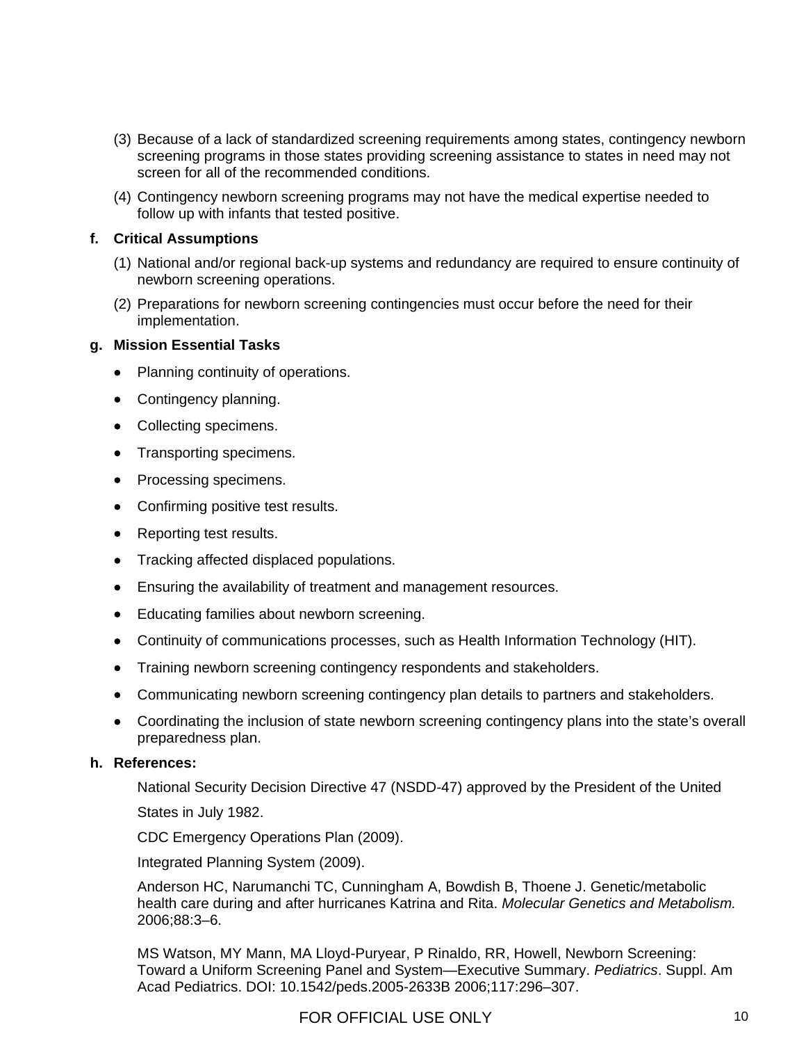(3) Because of a lack of standardized screening requirements among states, contingency newborn screening programs in those states providing screening assistance to states in need may not screen for all of the recommended conditions.

(4) Contingency newborn screening programs may not have the medical expertise needed to follow up with infants that tested positive.

**f. Critical Assumptions**

(1) National and/or regional back-up systems and redundancy are required to ensure continuity of newborn screening operations.

(2) Preparations for newborn screening contingencies must occur before the need for their implementation.

**g. Mission Essential Tasks**

- Planning continuity of operations.
- Contingency planning.
- Collecting specimens.
- Transporting specimens.
- Processing specimens.
- Confirming positive test results.
- Reporting test results.
- Tracking affected displaced populations.
- Ensuring the availability of treatment and management resources.
- Educating families about newborn screening.
- Continuity of communications processes, such as Health Information Technology (HIT).
- Training newborn screening contingency respondents and stakeholders.
- Communicating newborn screening contingency plan details to partners and stakeholders.
- Coordinating the inclusion of state newborn screening contingency plans into the state's overall preparedness plan.

**h. References:**

National Security Decision Directive 47 (NSDD-47) approved by the President of the United States in July 1982.

CDC Emergency Operations Plan (2009).

Integrated Planning System (2009).

Anderson HC, Narumanchi TC, Cunningham A, Bowdish B, Thoene J. Genetic/metabolic health care during and after hurricanes Katrina and Rita. *Molecular Genetics and Metabolism.* 2006;88:3–6.

MS Watson, MY Mann, MA Lloyd-Puryear, P Rinaldo, RR, Howell, Newborn Screening: Toward a Uniform Screening Panel and System—Executive Summary. *Pediatrics*. Suppl. Am Acad Pediatrics. DOI: 10.1542/peds.2005-2633B 2006;117:296–307.

FOR OFFICIAL USE ONLY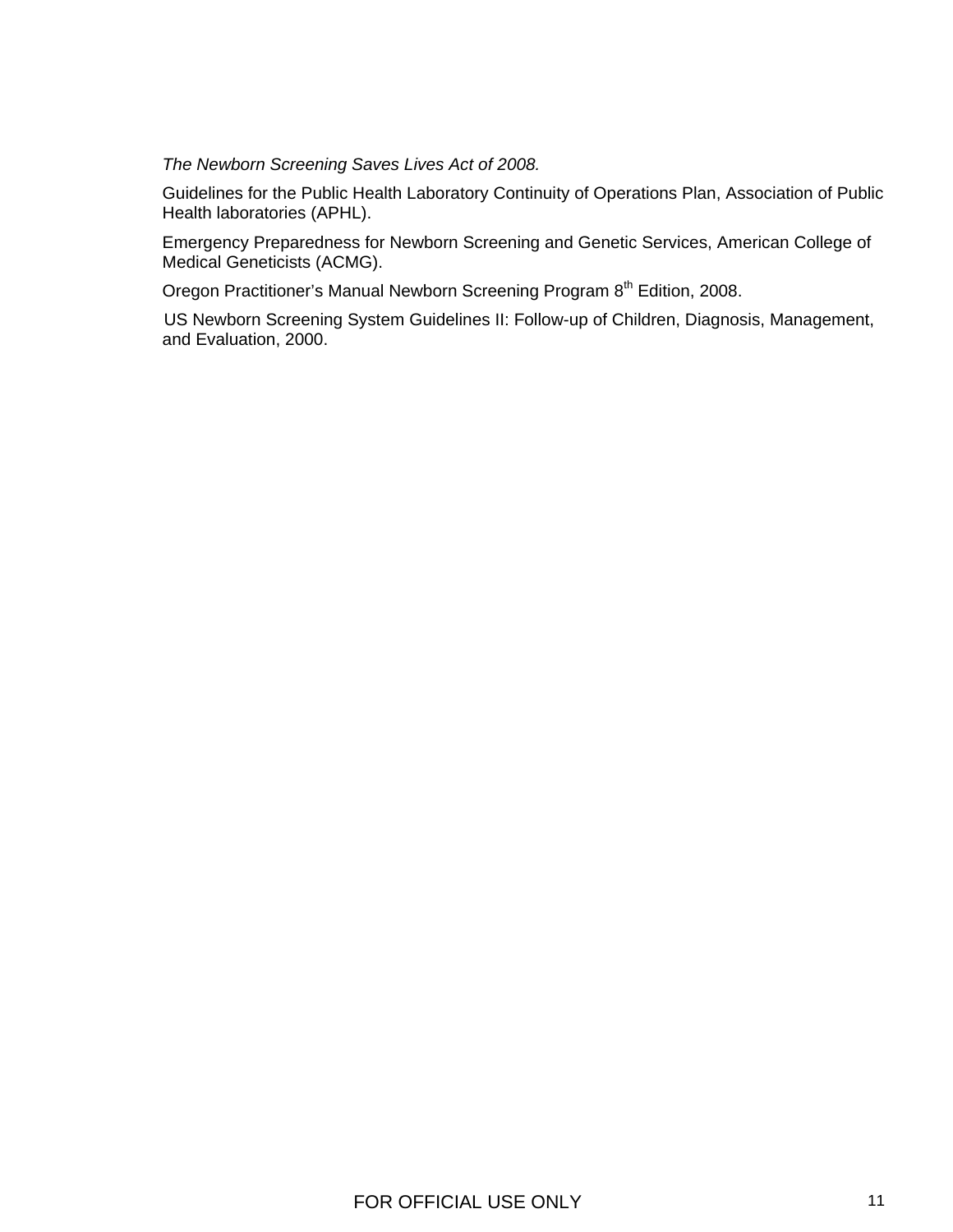*The Newborn Screening Saves Lives Act of 2008.*

Guidelines for the Public Health Laboratory Continuity of Operations Plan, Association of Public Health laboratories (APHL).

Emergency Preparedness for Newborn Screening and Genetic Services, American College of Medical Geneticists (ACMG).

Oregon Practitioner's Manual Newborn Screening Program 8$^{th}$ Edition, 2008.

US Newborn Screening System Guidelines II: Follow-up of Children, Diagnosis, Management, and Evaluation, 2000.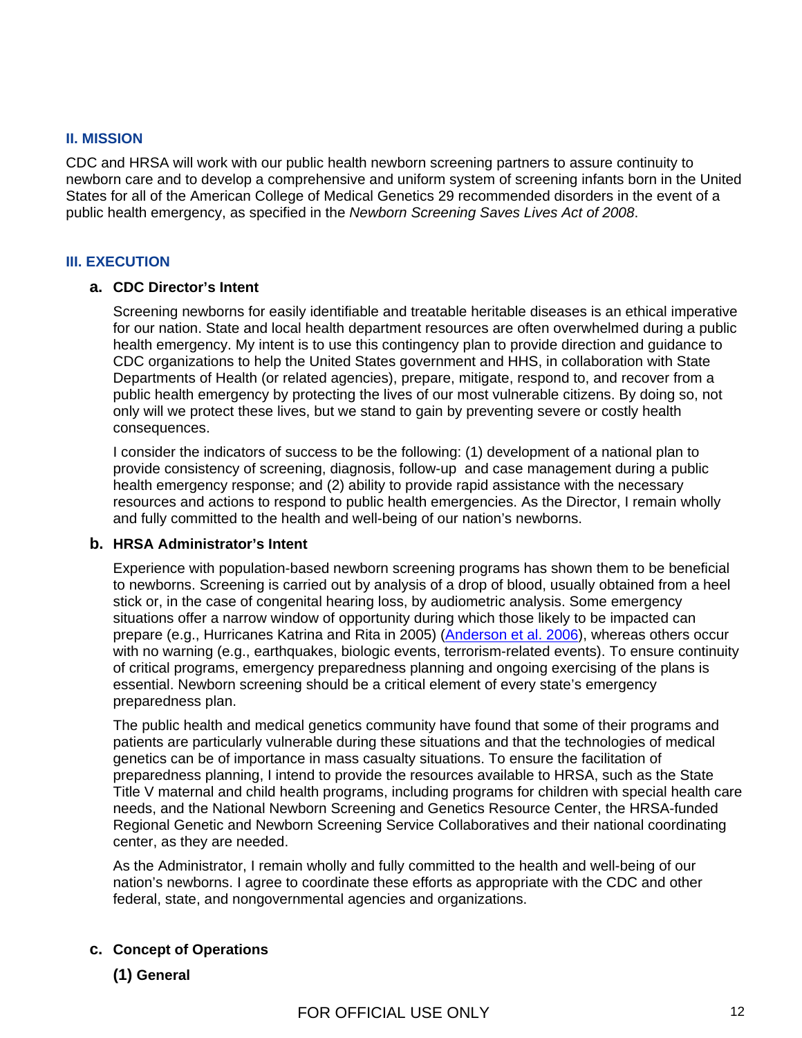## II. MISSION

CDC and HRSA will work with our public health newborn screening partners to assure continuity to newborn care and to develop a comprehensive and uniform system of screening infants born in the United States for all of the American College of Medical Genetics 29 recommended disorders in the event of a public health emergency, as specified in the *Newborn Screening Saves Lives Act of 2008*.

## III. EXECUTION

### a. CDC Director's Intent

Screening newborns for easily identifiable and treatable heritable diseases is an ethical imperative for our nation. State and local health department resources are often overwhelmed during a public health emergency. My intent is to use this contingency plan to provide direction and guidance to CDC organizations to help the United States government and HHS, in collaboration with State Departments of Health (or related agencies), prepare, mitigate, respond to, and recover from a public health emergency by protecting the lives of our most vulnerable citizens. By doing so, not only will we protect these lives, but we stand to gain by preventing severe or costly health consequences.

I consider the indicators of success to be the following: (1) development of a national plan to provide consistency of screening, diagnosis, follow-up and case management during a public health emergency response; and (2) ability to provide rapid assistance with the necessary resources and actions to respond to public health emergencies. As the Director, I remain wholly and fully committed to the health and well-being of our nation's newborns.

### b. HRSA Administrator's Intent

Experience with population-based newborn screening programs has shown them to be beneficial to newborns. Screening is carried out by analysis of a drop of blood, usually obtained from a heel stick or, in the case of congenital hearing loss, by audiometric analysis. Some emergency situations offer a narrow window of opportunity during which those likely to be impacted can prepare (e.g., Hurricanes Katrina and Rita in 2005) (Anderson et al. 2006), whereas others occur with no warning (e.g., earthquakes, biologic events, terrorism-related events). To ensure continuity of critical programs, emergency preparedness planning and ongoing exercising of the plans is essential. Newborn screening should be a critical element of every state's emergency preparedness plan.

The public health and medical genetics community have found that some of their programs and patients are particularly vulnerable during these situations and that the technologies of medical genetics can be of importance in mass casualty situations. To ensure the facilitation of preparedness planning, I intend to provide the resources available to HRSA, such as the State Title V maternal and child health programs, including programs for children with special health care needs, and the National Newborn Screening and Genetics Resource Center, the HRSA-funded Regional Genetic and Newborn Screening Service Collaboratives and their national coordinating center, as they are needed.

As the Administrator, I remain wholly and fully committed to the health and well-being of our nation's newborns. I agree to coordinate these efforts as appropriate with the CDC and other federal, state, and nongovernmental agencies and organizations.

### c. Concept of Operations

#### (1) General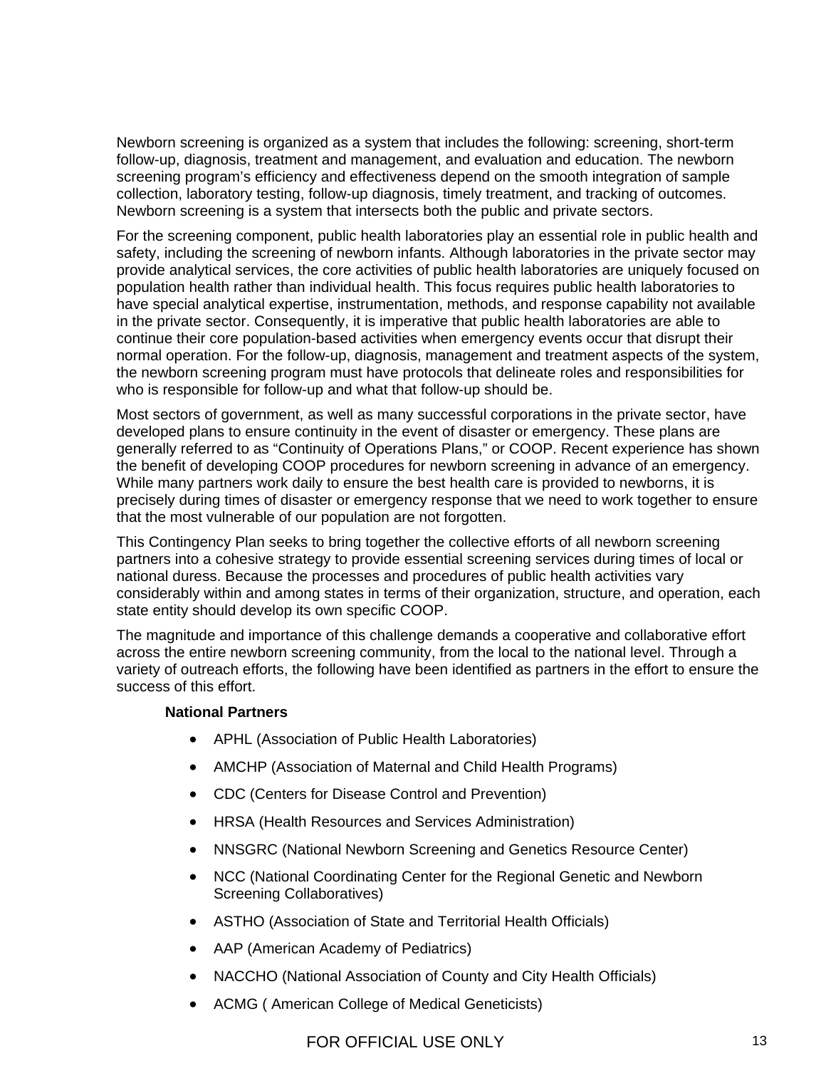Newborn screening is organized as a system that includes the following: screening, short-term follow-up, diagnosis, treatment and management, and evaluation and education. The newborn screening program's efficiency and effectiveness depend on the smooth integration of sample collection, laboratory testing, follow-up diagnosis, timely treatment, and tracking of outcomes. Newborn screening is a system that intersects both the public and private sectors.

For the screening component, public health laboratories play an essential role in public health and safety, including the screening of newborn infants. Although laboratories in the private sector may provide analytical services, the core activities of public health laboratories are uniquely focused on population health rather than individual health. This focus requires public health laboratories to have special analytical expertise, instrumentation, methods, and response capability not available in the private sector. Consequently, it is imperative that public health laboratories are able to continue their core population-based activities when emergency events occur that disrupt their normal operation. For the follow-up, diagnosis, management and treatment aspects of the system, the newborn screening program must have protocols that delineate roles and responsibilities for who is responsible for follow-up and what that follow-up should be.

Most sectors of government, as well as many successful corporations in the private sector, have developed plans to ensure continuity in the event of disaster or emergency. These plans are generally referred to as "Continuity of Operations Plans," or COOP. Recent experience has shown the benefit of developing COOP procedures for newborn screening in advance of an emergency. While many partners work daily to ensure the best health care is provided to newborns, it is precisely during times of disaster or emergency response that we need to work together to ensure that the most vulnerable of our population are not forgotten.

This Contingency Plan seeks to bring together the collective efforts of all newborn screening partners into a cohesive strategy to provide essential screening services during times of local or national duress. Because the processes and procedures of public health activities vary considerably within and among states in terms of their organization, structure, and operation, each state entity should develop its own specific COOP.

The magnitude and importance of this challenge demands a cooperative and collaborative effort across the entire newborn screening community, from the local to the national level. Through a variety of outreach efforts, the following have been identified as partners in the effort to ensure the success of this effort.

**National Partners**

- APHL (Association of Public Health Laboratories)
- AMCHP (Association of Maternal and Child Health Programs)
- CDC (Centers for Disease Control and Prevention)
- HRSA (Health Resources and Services Administration)
- NNSGRC (National Newborn Screening and Genetics Resource Center)
- NCC (National Coordinating Center for the Regional Genetic and Newborn Screening Collaboratives)
- ASTHO (Association of State and Territorial Health Officials)
- AAP (American Academy of Pediatrics)
- NACCHO (National Association of County and City Health Officials)
- ACMG ( American College of Medical Geneticists)

FOR OFFICIAL USE ONLY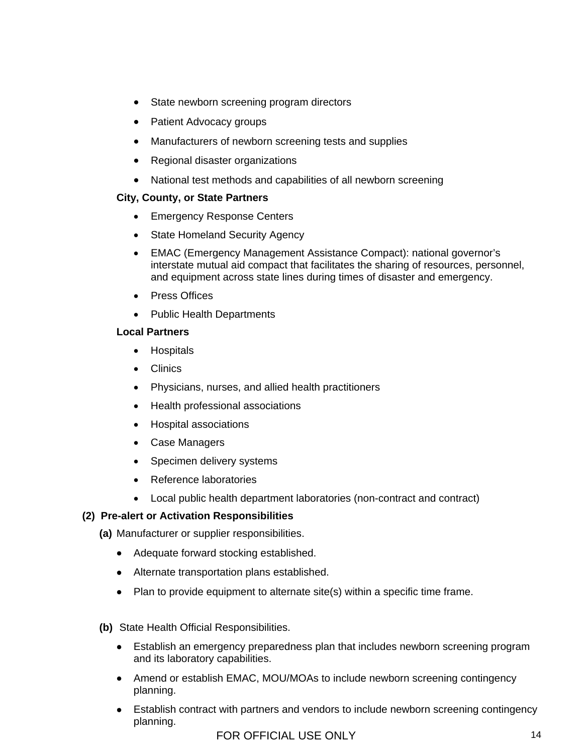- State newborn screening program directors
- Patient Advocacy groups
- Manufacturers of newborn screening tests and supplies
- Regional disaster organizations
- National test methods and capabilities of all newborn screening

**City, County, or State Partners**

- Emergency Response Centers
- State Homeland Security Agency
- EMAC (Emergency Management Assistance Compact): national governor's interstate mutual aid compact that facilitates the sharing of resources, personnel, and equipment across state lines during times of disaster and emergency.
- Press Offices
- Public Health Departments

**Local Partners**

- Hospitals
- Clinics
- Physicians, nurses, and allied health practitioners
- Health professional associations
- Hospital associations
- Case Managers
- Specimen delivery systems
- Reference laboratories
- Local public health department laboratories (non-contract and contract)

**(2) Pre-alert or Activation Responsibilities**

**(a)** Manufacturer or supplier responsibilities.

- Adequate forward stocking established.
- Alternate transportation plans established.
- Plan to provide equipment to alternate site(s) within a specific time frame.

**(b)** State Health Official Responsibilities.

- Establish an emergency preparedness plan that includes newborn screening program and its laboratory capabilities.
- Amend or establish EMAC, MOU/MOAs to include newborn screening contingency planning.
- Establish contract with partners and vendors to include newborn screening contingency planning.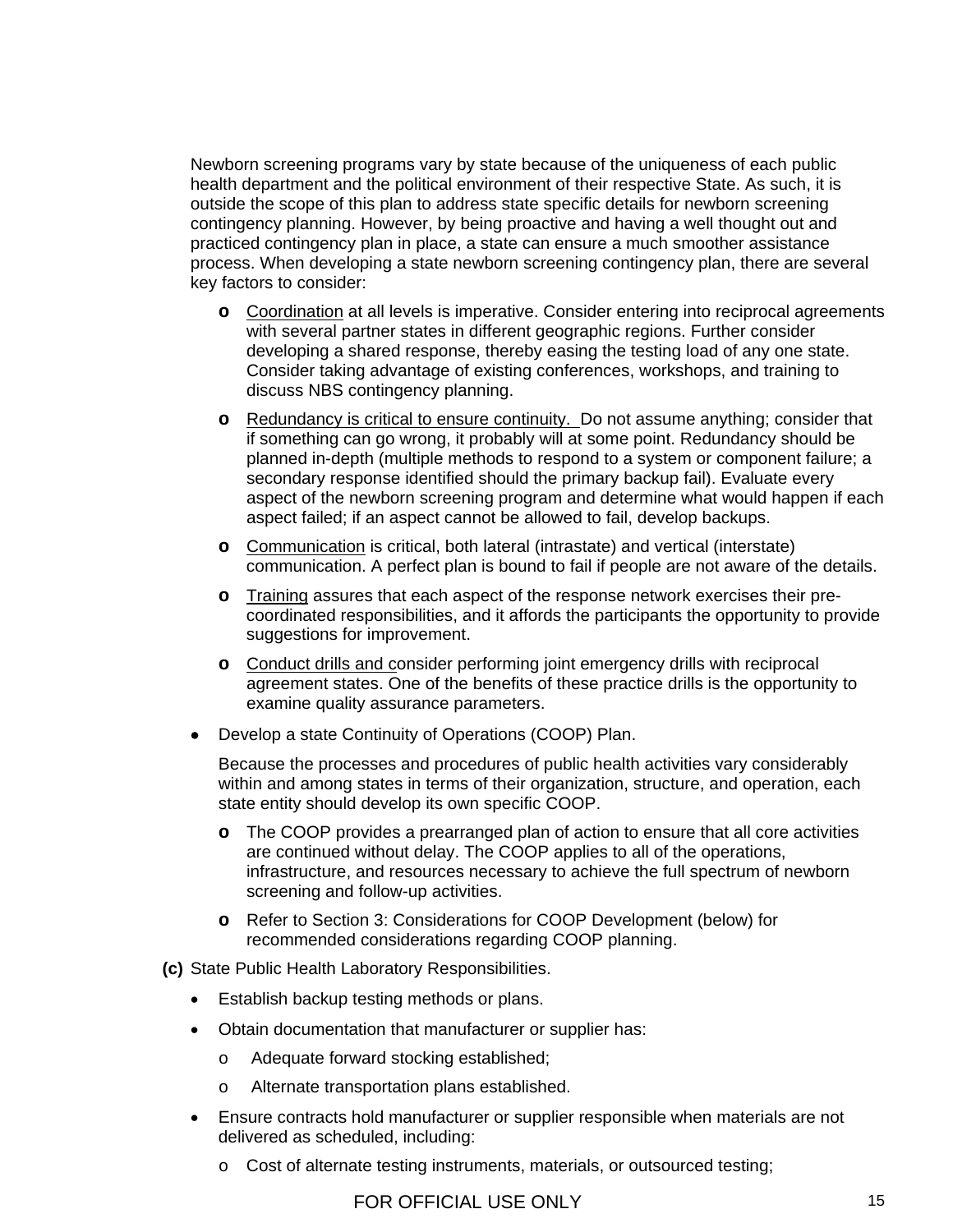Newborn screening programs vary by state because of the uniqueness of each public health department and the political environment of their respective State. As such, it is outside the scope of this plan to address state specific details for newborn screening contingency planning. However, by being proactive and having a well thought out and practiced contingency plan in place, a state can ensure a much smoother assistance process. When developing a state newborn screening contingency plan, there are several key factors to consider:

- Coordination at all levels is imperative. Consider entering into reciprocal agreements with several partner states in different geographic regions. Further consider developing a shared response, thereby easing the testing load of any one state. Consider taking advantage of existing conferences, workshops, and training to discuss NBS contingency planning.
- Redundancy is critical to ensure continuity. Do not assume anything; consider that if something can go wrong, it probably will at some point. Redundancy should be planned in-depth (multiple methods to respond to a system or component failure; a secondary response identified should the primary backup fail). Evaluate every aspect of the newborn screening program and determine what would happen if each aspect failed; if an aspect cannot be allowed to fail, develop backups.
- Communication is critical, both lateral (intrastate) and vertical (interstate) communication. A perfect plan is bound to fail if people are not aware of the details.
- Training assures that each aspect of the response network exercises their pre-coordinated responsibilities, and it affords the participants the opportunity to provide suggestions for improvement.
- Conduct drills and consider performing joint emergency drills with reciprocal agreement states. One of the benefits of these practice drills is the opportunity to examine quality assurance parameters.

- Develop a state Continuity of Operations (COOP) Plan.

  Because the processes and procedures of public health activities vary considerably within and among states in terms of their organization, structure, and operation, each state entity should develop its own specific COOP.

  - The COOP provides a prearranged plan of action to ensure that all core activities are continued without delay. The COOP applies to all of the operations, infrastructure, and resources necessary to achieve the full spectrum of newborn screening and follow-up activities.
  - Refer to Section 3: Considerations for COOP Development (below) for recommended considerations regarding COOP planning.

**(c)** State Public Health Laboratory Responsibilities.

- Establish backup testing methods or plans.
- Obtain documentation that manufacturer or supplier has:
  - Adequate forward stocking established;
  - Alternate transportation plans established.
- Ensure contracts hold manufacturer or supplier responsible when materials are not delivered as scheduled, including:
  - Cost of alternate testing instruments, materials, or outsourced testing;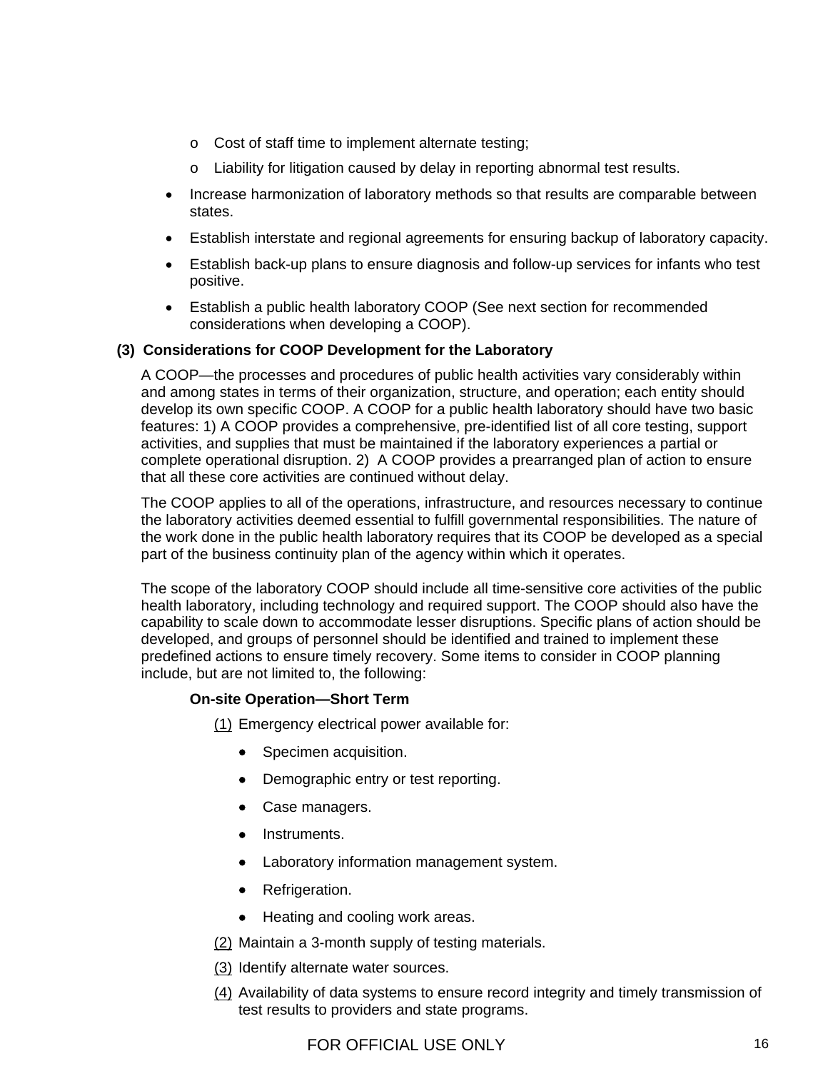- Cost of staff time to implement alternate testing;
    - Liability for litigation caused by delay in reporting abnormal test results.
- Increase harmonization of laboratory methods so that results are comparable between states.
- Establish interstate and regional agreements for ensuring backup of laboratory capacity.
- Establish back-up plans to ensure diagnosis and follow-up services for infants who test positive.
- Establish a public health laboratory COOP (See next section for recommended considerations when developing a COOP).

**(3) Considerations for COOP Development for the Laboratory**

A COOP—the processes and procedures of public health activities vary considerably within and among states in terms of their organization, structure, and operation; each entity should develop its own specific COOP. A COOP for a public health laboratory should have two basic features: 1) A COOP provides a comprehensive, pre-identified list of all core testing, support activities, and supplies that must be maintained if the laboratory experiences a partial or complete operational disruption. 2) A COOP provides a prearranged plan of action to ensure that all these core activities are continued without delay.

The COOP applies to all of the operations, infrastructure, and resources necessary to continue the laboratory activities deemed essential to fulfill governmental responsibilities. The nature of the work done in the public health laboratory requires that its COOP be developed as a special part of the business continuity plan of the agency within which it operates.

The scope of the laboratory COOP should include all time-sensitive core activities of the public health laboratory, including technology and required support. The COOP should also have the capability to scale down to accommodate lesser disruptions. Specific plans of action should be developed, and groups of personnel should be identified and trained to implement these predefined actions to ensure timely recovery. Some items to consider in COOP planning include, but are not limited to, the following:

**On-site Operation—Short Term**

(1) Emergency electrical power available for:

- Specimen acquisition.
- Demographic entry or test reporting.
- Case managers.
- Instruments.
- Laboratory information management system.
- Refrigeration.
- Heating and cooling work areas.

(2) Maintain a 3-month supply of testing materials.

(3) Identify alternate water sources.

(4) Availability of data systems to ensure record integrity and timely transmission of test results to providers and state programs.

FOR OFFICIAL USE ONLY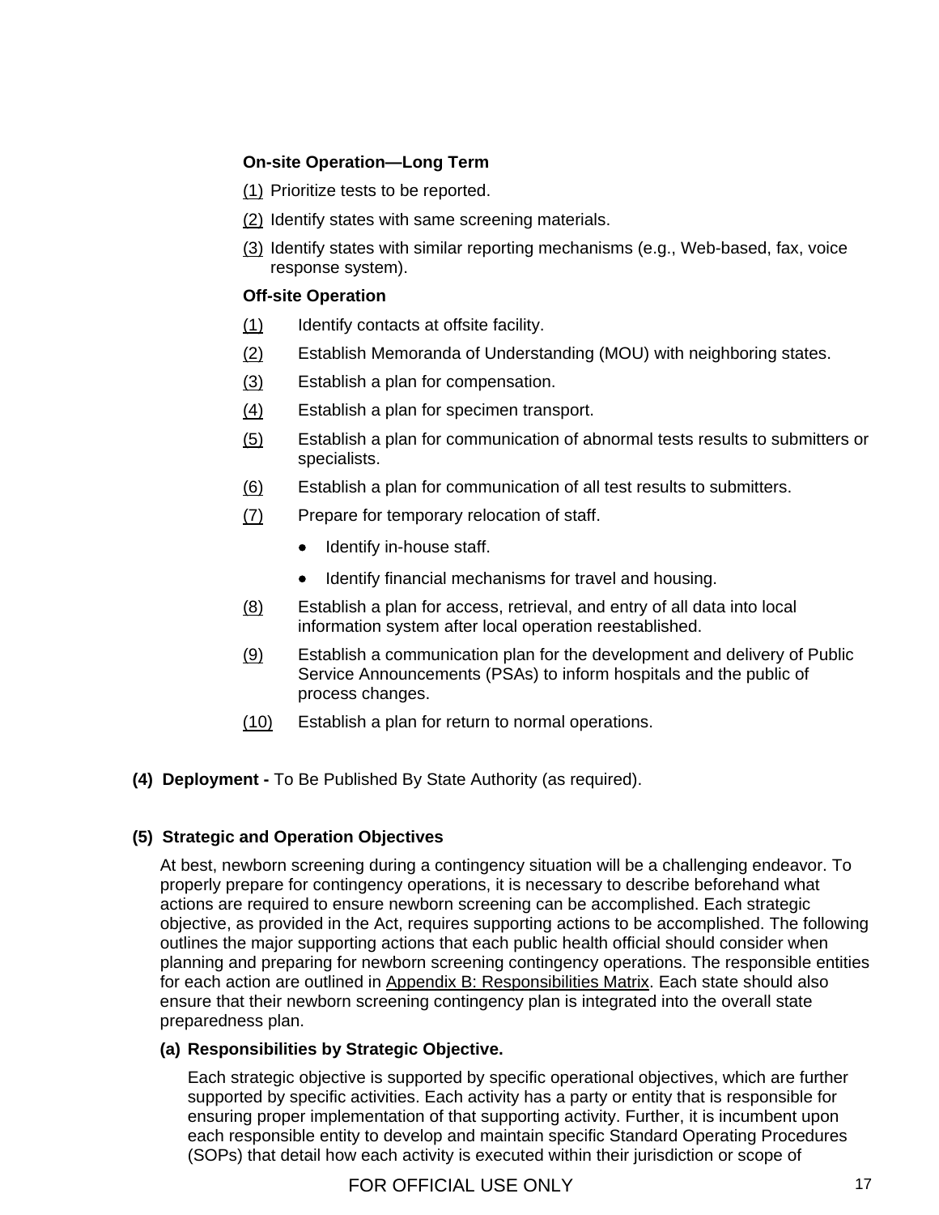**On-site Operation—Long Term**

(1) Prioritize tests to be reported.

(2) Identify states with same screening materials.

(3) Identify states with similar reporting mechanisms (e.g., Web-based, fax, voice response system).

**Off-site Operation**

(1) Identify contacts at offsite facility.

(2) Establish Memoranda of Understanding (MOU) with neighboring states.

(3) Establish a plan for compensation.

(4) Establish a plan for specimen transport.

(5) Establish a plan for communication of abnormal tests results to submitters or specialists.

(6) Establish a plan for communication of all test results to submitters.

(7) Prepare for temporary relocation of staff.

- Identify in-house staff.
- Identify financial mechanisms for travel and housing.

(8) Establish a plan for access, retrieval, and entry of all data into local information system after local operation reestablished.

(9) Establish a communication plan for the development and delivery of Public Service Announcements (PSAs) to inform hospitals and the public of process changes.

(10) Establish a plan for return to normal operations.

**(4) Deployment -** To Be Published By State Authority (as required).

**(5) Strategic and Operation Objectives**

At best, newborn screening during a contingency situation will be a challenging endeavor. To properly prepare for contingency operations, it is necessary to describe beforehand what actions are required to ensure newborn screening can be accomplished. Each strategic objective, as provided in the Act, requires supporting actions to be accomplished. The following outlines the major supporting actions that each public health official should consider when planning and preparing for newborn screening contingency operations. The responsible entities for each action are outlined in Appendix B: Responsibilities Matrix. Each state should also ensure that their newborn screening contingency plan is integrated into the overall state preparedness plan.

**(a) Responsibilities by Strategic Objective.**

Each strategic objective is supported by specific operational objectives, which are further supported by specific activities. Each activity has a party or entity that is responsible for ensuring proper implementation of that supporting activity. Further, it is incumbent upon each responsible entity to develop and maintain specific Standard Operating Procedures (SOPs) that detail how each activity is executed within their jurisdiction or scope of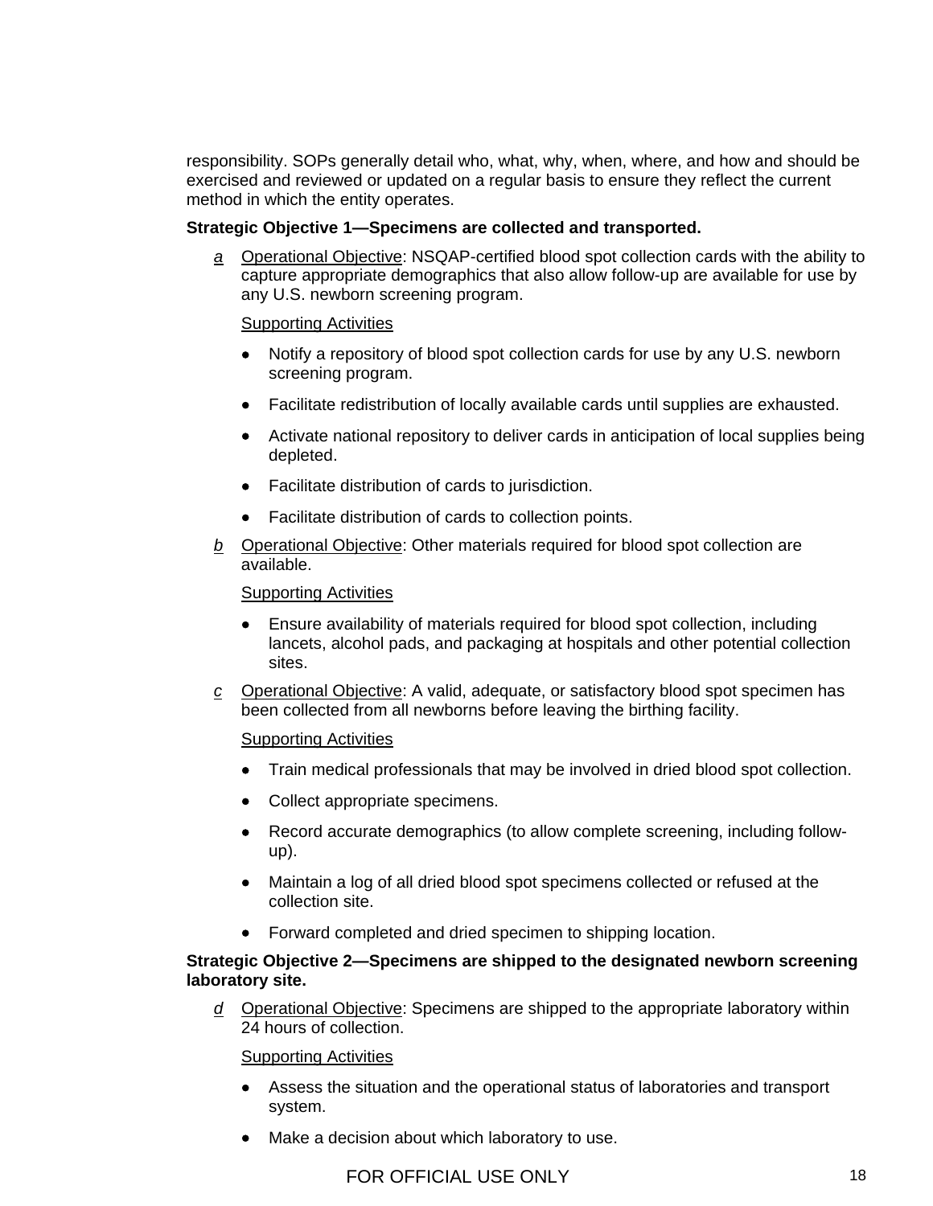responsibility. SOPs generally detail who, what, why, when, where, and how and should be exercised and reviewed or updated on a regular basis to ensure they reflect the current method in which the entity operates.

**Strategic Objective 1—Specimens are collected and transported.**

*a* Operational Objective: NSQAP-certified blood spot collection cards with the ability to capture appropriate demographics that also allow follow-up are available for use by any U.S. newborn screening program.

Supporting Activities

- Notify a repository of blood spot collection cards for use by any U.S. newborn screening program.
- Facilitate redistribution of locally available cards until supplies are exhausted.
- Activate national repository to deliver cards in anticipation of local supplies being depleted.
- Facilitate distribution of cards to jurisdiction.
- Facilitate distribution of cards to collection points.

*b* Operational Objective: Other materials required for blood spot collection are available.

Supporting Activities

- Ensure availability of materials required for blood spot collection, including lancets, alcohol pads, and packaging at hospitals and other potential collection sites.

*c* Operational Objective: A valid, adequate, or satisfactory blood spot specimen has been collected from all newborns before leaving the birthing facility.

Supporting Activities

- Train medical professionals that may be involved in dried blood spot collection.
- Collect appropriate specimens.
- Record accurate demographics (to allow complete screening, including follow-up).
- Maintain a log of all dried blood spot specimens collected or refused at the collection site.
- Forward completed and dried specimen to shipping location.

**Strategic Objective 2—Specimens are shipped to the designated newborn screening laboratory site.**

*d* Operational Objective: Specimens are shipped to the appropriate laboratory within 24 hours of collection.

Supporting Activities

- Assess the situation and the operational status of laboratories and transport system.
- Make a decision about which laboratory to use.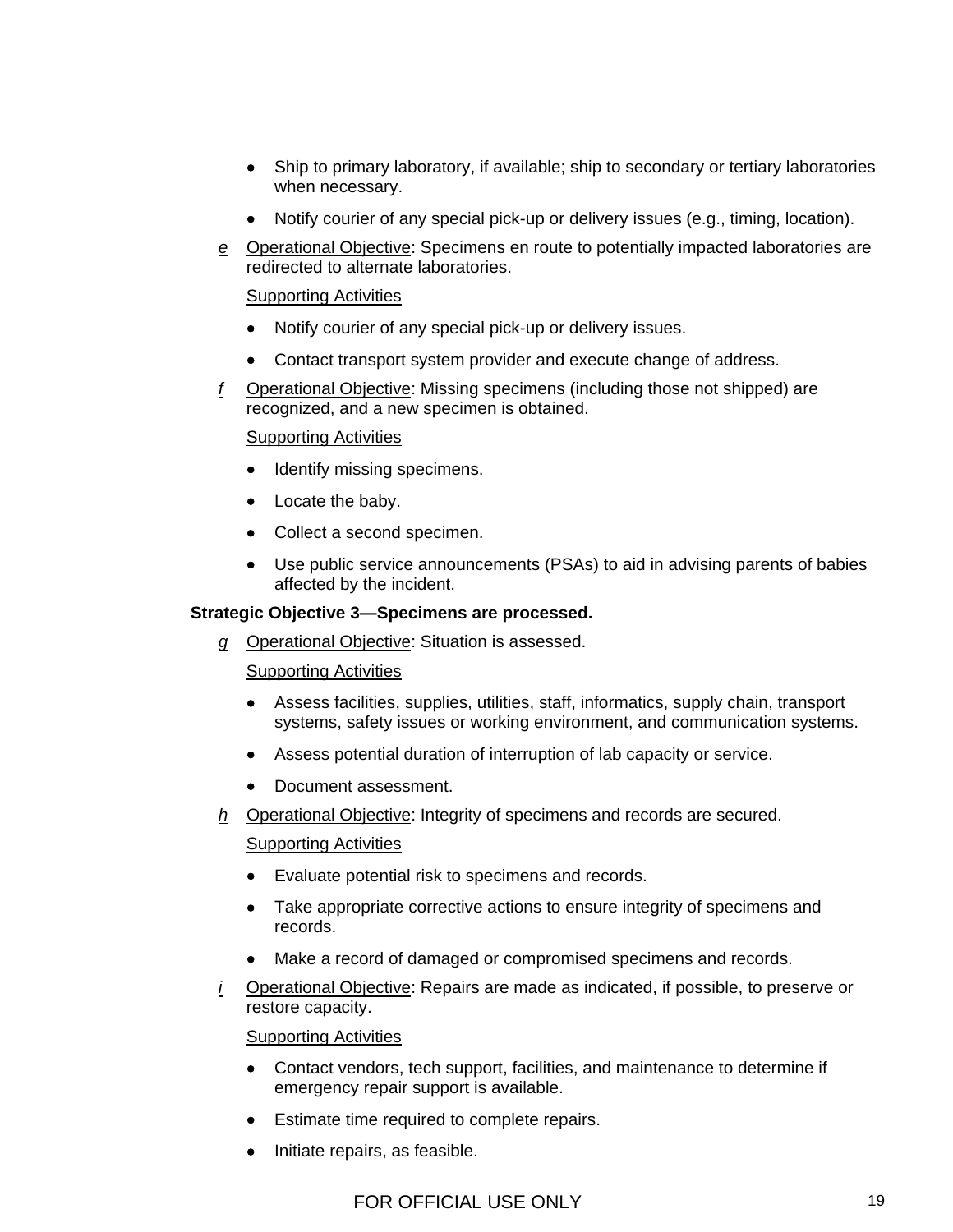- Ship to primary laboratory, if available; ship to secondary or tertiary laboratories when necessary.
- Notify courier of any special pick-up or delivery issues (e.g., timing, location).

*e* Operational Objective: Specimens en route to potentially impacted laboratories are redirected to alternate laboratories.

Supporting Activities

- Notify courier of any special pick-up or delivery issues.
- Contact transport system provider and execute change of address.

*f* Operational Objective: Missing specimens (including those not shipped) are recognized, and a new specimen is obtained.

Supporting Activities

- Identify missing specimens.
- Locate the baby.
- Collect a second specimen.
- Use public service announcements (PSAs) to aid in advising parents of babies affected by the incident.

**Strategic Objective 3—Specimens are processed.**

*g* Operational Objective: Situation is assessed.

Supporting Activities

- Assess facilities, supplies, utilities, staff, informatics, supply chain, transport systems, safety issues or working environment, and communication systems.
- Assess potential duration of interruption of lab capacity or service.
- Document assessment.

*h* Operational Objective: Integrity of specimens and records are secured.

Supporting Activities

- Evaluate potential risk to specimens and records.
- Take appropriate corrective actions to ensure integrity of specimens and records.
- Make a record of damaged or compromised specimens and records.

*i* Operational Objective: Repairs are made as indicated, if possible, to preserve or restore capacity.

Supporting Activities

- Contact vendors, tech support, facilities, and maintenance to determine if emergency repair support is available.
- Estimate time required to complete repairs.
- Initiate repairs, as feasible.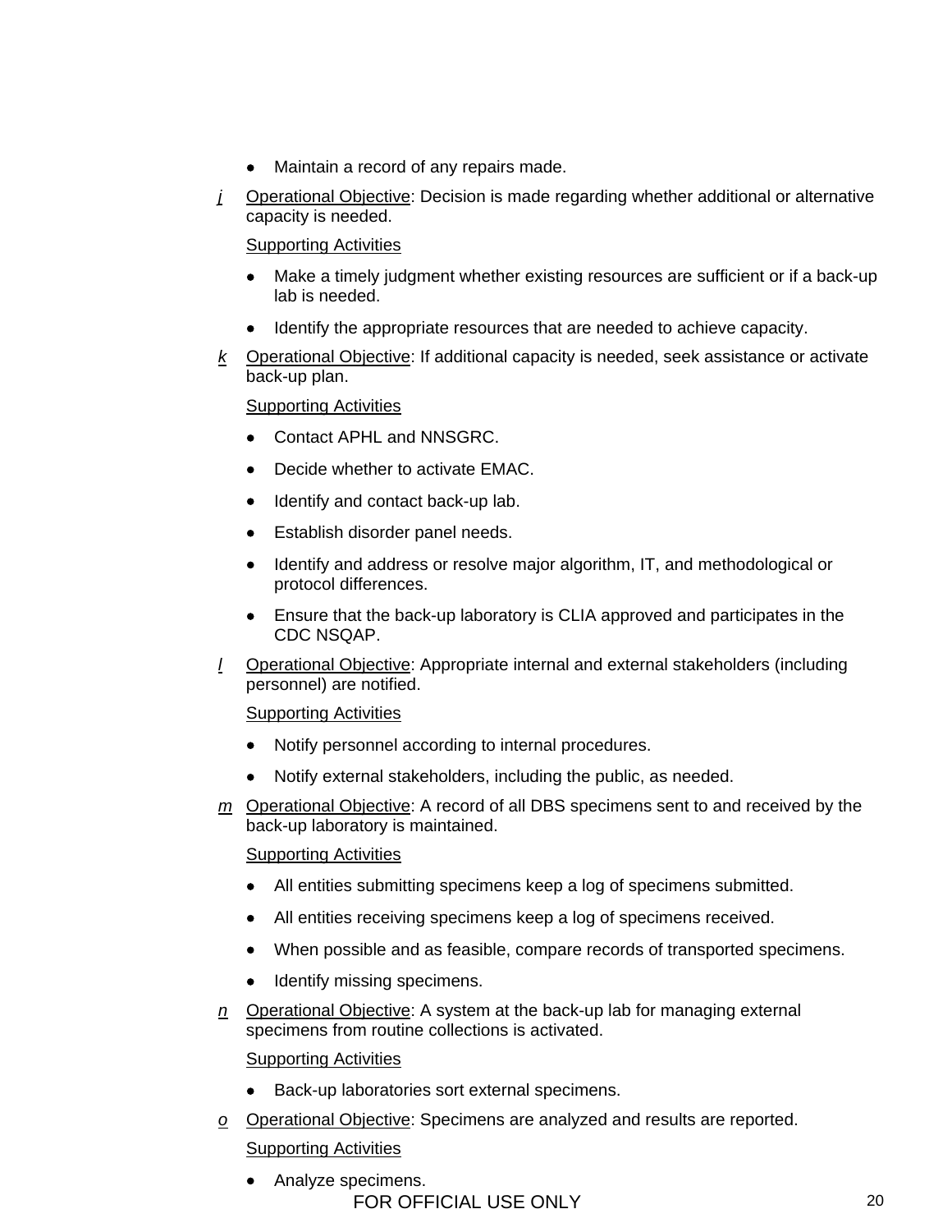- Maintain a record of any repairs made.

*j* Operational Objective: Decision is made regarding whether additional or alternative capacity is needed.

Supporting Activities

- Make a timely judgment whether existing resources are sufficient or if a back-up lab is needed.
- Identify the appropriate resources that are needed to achieve capacity.

*k* Operational Objective: If additional capacity is needed, seek assistance or activate back-up plan.

Supporting Activities

- Contact APHL and NNSGRC.
- Decide whether to activate EMAC.
- Identify and contact back-up lab.
- Establish disorder panel needs.
- Identify and address or resolve major algorithm, IT, and methodological or protocol differences.
- Ensure that the back-up laboratory is CLIA approved and participates in the CDC NSQAP.

*l* Operational Objective: Appropriate internal and external stakeholders (including personnel) are notified.

Supporting Activities

- Notify personnel according to internal procedures.
- Notify external stakeholders, including the public, as needed.

*m* Operational Objective: A record of all DBS specimens sent to and received by the back-up laboratory is maintained.

Supporting Activities

- All entities submitting specimens keep a log of specimens submitted.
- All entities receiving specimens keep a log of specimens received.
- When possible and as feasible, compare records of transported specimens.
- Identify missing specimens.

*n* Operational Objective: A system at the back-up lab for managing external specimens from routine collections is activated.

Supporting Activities

- Back-up laboratories sort external specimens.

*o* Operational Objective: Specimens are analyzed and results are reported.

Supporting Activities

- Analyze specimens.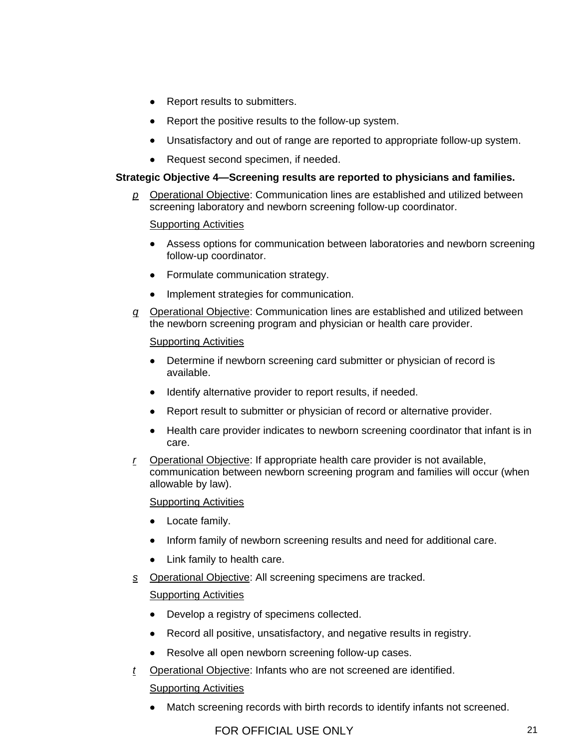- Report results to submitters.
- Report the positive results to the follow-up system.
- Unsatisfactory and out of range are reported to appropriate follow-up system.
- Request second specimen, if needed.

**Strategic Objective 4—Screening results are reported to physicians and families.**

*p* Operational Objective: Communication lines are established and utilized between screening laboratory and newborn screening follow-up coordinator.

Supporting Activities

- Assess options for communication between laboratories and newborn screening follow-up coordinator.
- Formulate communication strategy.
- Implement strategies for communication.

*q* Operational Objective: Communication lines are established and utilized between the newborn screening program and physician or health care provider.

Supporting Activities

- Determine if newborn screening card submitter or physician of record is available.
- Identify alternative provider to report results, if needed.
- Report result to submitter or physician of record or alternative provider.
- Health care provider indicates to newborn screening coordinator that infant is in care.

*r* Operational Objective: If appropriate health care provider is not available, communication between newborn screening program and families will occur (when allowable by law).

Supporting Activities

- Locate family.
- Inform family of newborn screening results and need for additional care.
- Link family to health care.

*s* Operational Objective: All screening specimens are tracked.

Supporting Activities

- Develop a registry of specimens collected.
- Record all positive, unsatisfactory, and negative results in registry.
- Resolve all open newborn screening follow-up cases.

*t* Operational Objective: Infants who are not screened are identified.

Supporting Activities

- Match screening records with birth records to identify infants not screened.

FOR OFFICIAL USE ONLY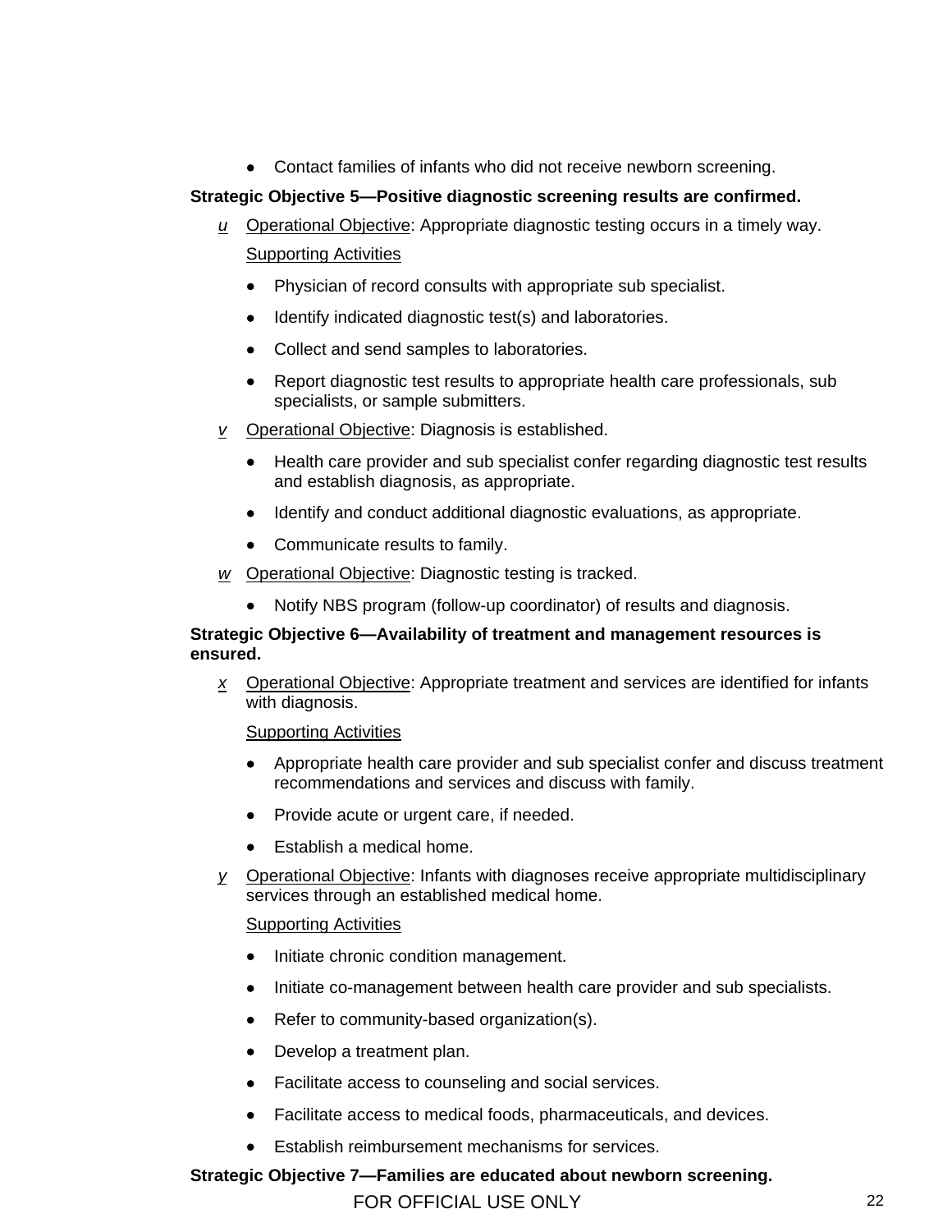- Contact families of infants who did not receive newborn screening.

**Strategic Objective 5—Positive diagnostic screening results are confirmed.**

*u* Operational Objective: Appropriate diagnostic testing occurs in a timely way.

Supporting Activities

- Physician of record consults with appropriate sub specialist.
- Identify indicated diagnostic test(s) and laboratories.
- Collect and send samples to laboratories.
- Report diagnostic test results to appropriate health care professionals, sub specialists, or sample submitters.

*v* Operational Objective: Diagnosis is established.

- Health care provider and sub specialist confer regarding diagnostic test results and establish diagnosis, as appropriate.
- Identify and conduct additional diagnostic evaluations, as appropriate.
- Communicate results to family.

*w* Operational Objective: Diagnostic testing is tracked.

- Notify NBS program (follow-up coordinator) of results and diagnosis.

**Strategic Objective 6—Availability of treatment and management resources is ensured.**

*x* Operational Objective: Appropriate treatment and services are identified for infants with diagnosis.

Supporting Activities

- Appropriate health care provider and sub specialist confer and discuss treatment recommendations and services and discuss with family.
- Provide acute or urgent care, if needed.
- Establish a medical home.

*y* Operational Objective: Infants with diagnoses receive appropriate multidisciplinary services through an established medical home.

Supporting Activities

- Initiate chronic condition management.
- Initiate co-management between health care provider and sub specialists.
- Refer to community-based organization(s).
- Develop a treatment plan.
- Facilitate access to counseling and social services.
- Facilitate access to medical foods, pharmaceuticals, and devices.
- Establish reimbursement mechanisms for services.

**Strategic Objective 7—Families are educated about newborn screening.**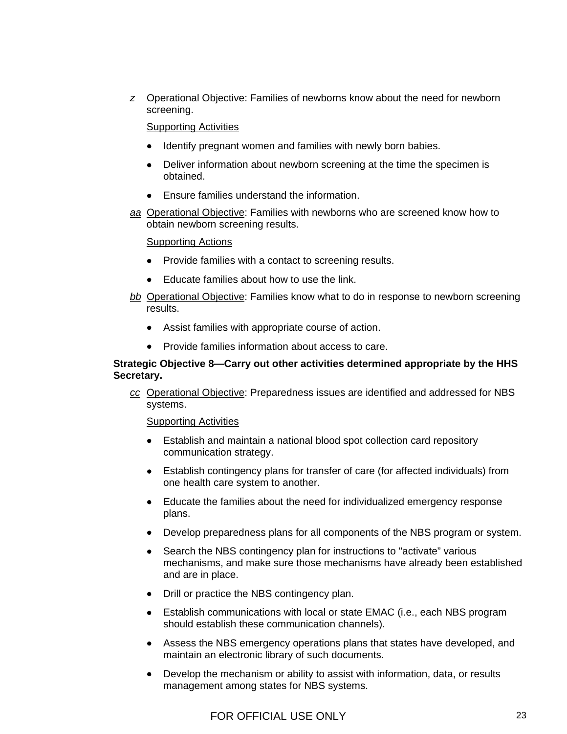*z* Operational Objective: Families of newborns know about the need for newborn screening.

Supporting Activities

- Identify pregnant women and families with newly born babies.
- Deliver information about newborn screening at the time the specimen is obtained.
- Ensure families understand the information.

*aa* Operational Objective: Families with newborns who are screened know how to obtain newborn screening results.

Supporting Actions

- Provide families with a contact to screening results.
- Educate families about how to use the link.

*bb* Operational Objective: Families know what to do in response to newborn screening results.

- Assist families with appropriate course of action.
- Provide families information about access to care.

**Strategic Objective 8—Carry out other activities determined appropriate by the HHS Secretary.**

*cc* Operational Objective: Preparedness issues are identified and addressed for NBS systems.

Supporting Activities

- Establish and maintain a national blood spot collection card repository communication strategy.
- Establish contingency plans for transfer of care (for affected individuals) from one health care system to another.
- Educate the families about the need for individualized emergency response plans.
- Develop preparedness plans for all components of the NBS program or system.
- Search the NBS contingency plan for instructions to "activate" various mechanisms, and make sure those mechanisms have already been established and are in place.
- Drill or practice the NBS contingency plan.
- Establish communications with local or state EMAC (i.e., each NBS program should establish these communication channels).
- Assess the NBS emergency operations plans that states have developed, and maintain an electronic library of such documents.
- Develop the mechanism or ability to assist with information, data, or results management among states for NBS systems.

FOR OFFICIAL USE ONLY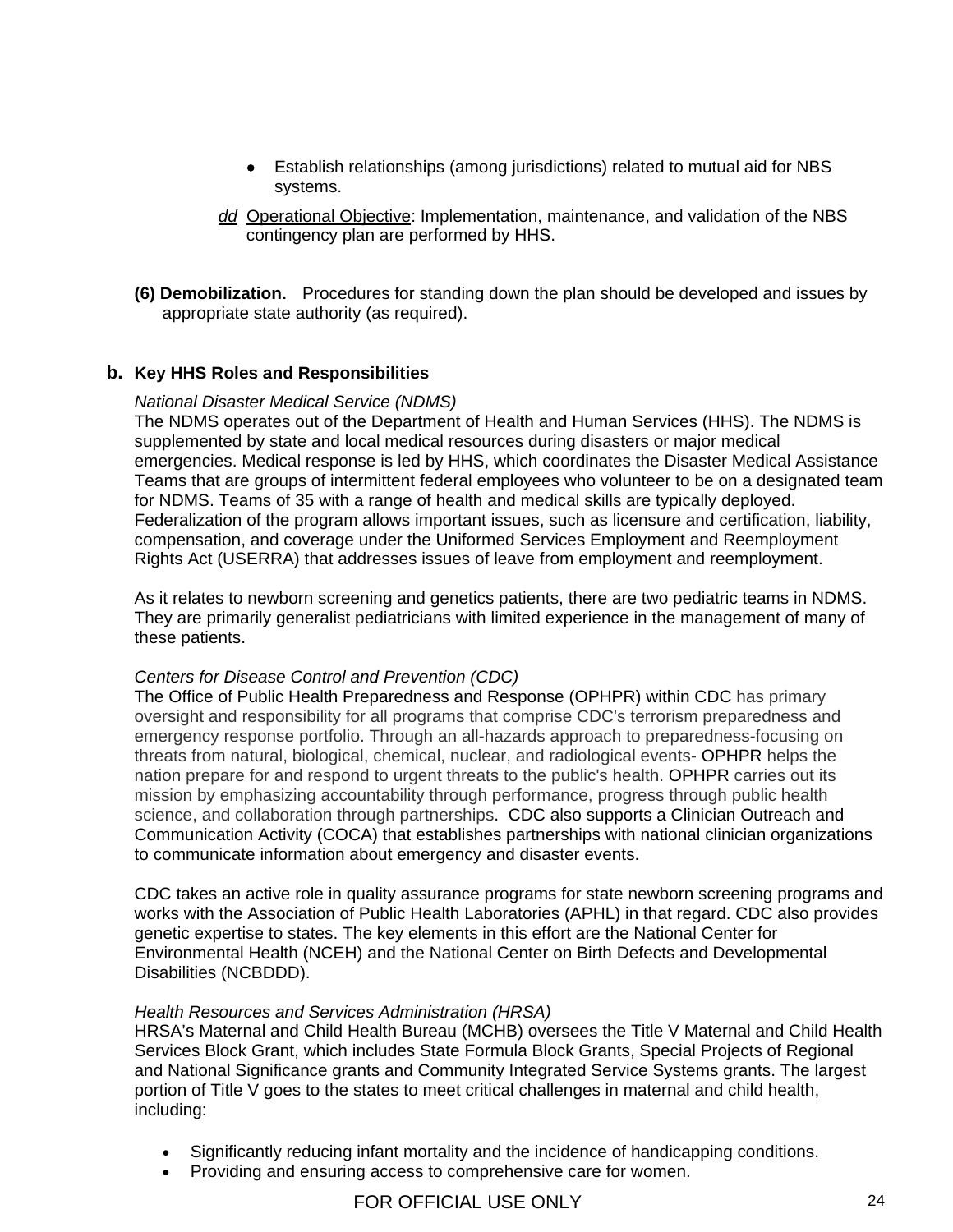- Establish relationships (among jurisdictions) related to mutual aid for NBS systems.

*dd* Operational Objective: Implementation, maintenance, and validation of the NBS contingency plan are performed by HHS.

**(6) Demobilization.** Procedures for standing down the plan should be developed and issues by appropriate state authority (as required).

## b. Key HHS Roles and Responsibilities

*National Disaster Medical Service (NDMS)*
The NDMS operates out of the Department of Health and Human Services (HHS). The NDMS is supplemented by state and local medical resources during disasters or major medical emergencies. Medical response is led by HHS, which coordinates the Disaster Medical Assistance Teams that are groups of intermittent federal employees who volunteer to be on a designated team for NDMS. Teams of 35 with a range of health and medical skills are typically deployed. Federalization of the program allows important issues, such as licensure and certification, liability, compensation, and coverage under the Uniformed Services Employment and Reemployment Rights Act (USERRA) that addresses issues of leave from employment and reemployment.

As it relates to newborn screening and genetics patients, there are two pediatric teams in NDMS. They are primarily generalist pediatricians with limited experience in the management of many of these patients.

*Centers for Disease Control and Prevention (CDC)*
The Office of Public Health Preparedness and Response (OPHPR) within CDC has primary oversight and responsibility for all programs that comprise CDC's terrorism preparedness and emergency response portfolio. Through an all-hazards approach to preparedness-focusing on threats from natural, biological, chemical, nuclear, and radiological events- OPHPR helps the nation prepare for and respond to urgent threats to the public's health. OPHPR carries out its mission by emphasizing accountability through performance, progress through public health science, and collaboration through partnerships. CDC also supports a Clinician Outreach and Communication Activity (COCA) that establishes partnerships with national clinician organizations to communicate information about emergency and disaster events.

CDC takes an active role in quality assurance programs for state newborn screening programs and works with the Association of Public Health Laboratories (APHL) in that regard. CDC also provides genetic expertise to states. The key elements in this effort are the National Center for Environmental Health (NCEH) and the National Center on Birth Defects and Developmental Disabilities (NCBDDD).

*Health Resources and Services Administration (HRSA)*
HRSA's Maternal and Child Health Bureau (MCHB) oversees the Title V Maternal and Child Health Services Block Grant, which includes State Formula Block Grants, Special Projects of Regional and National Significance grants and Community Integrated Service Systems grants. The largest portion of Title V goes to the states to meet critical challenges in maternal and child health, including:

- Significantly reducing infant mortality and the incidence of handicapping conditions.
- Providing and ensuring access to comprehensive care for women.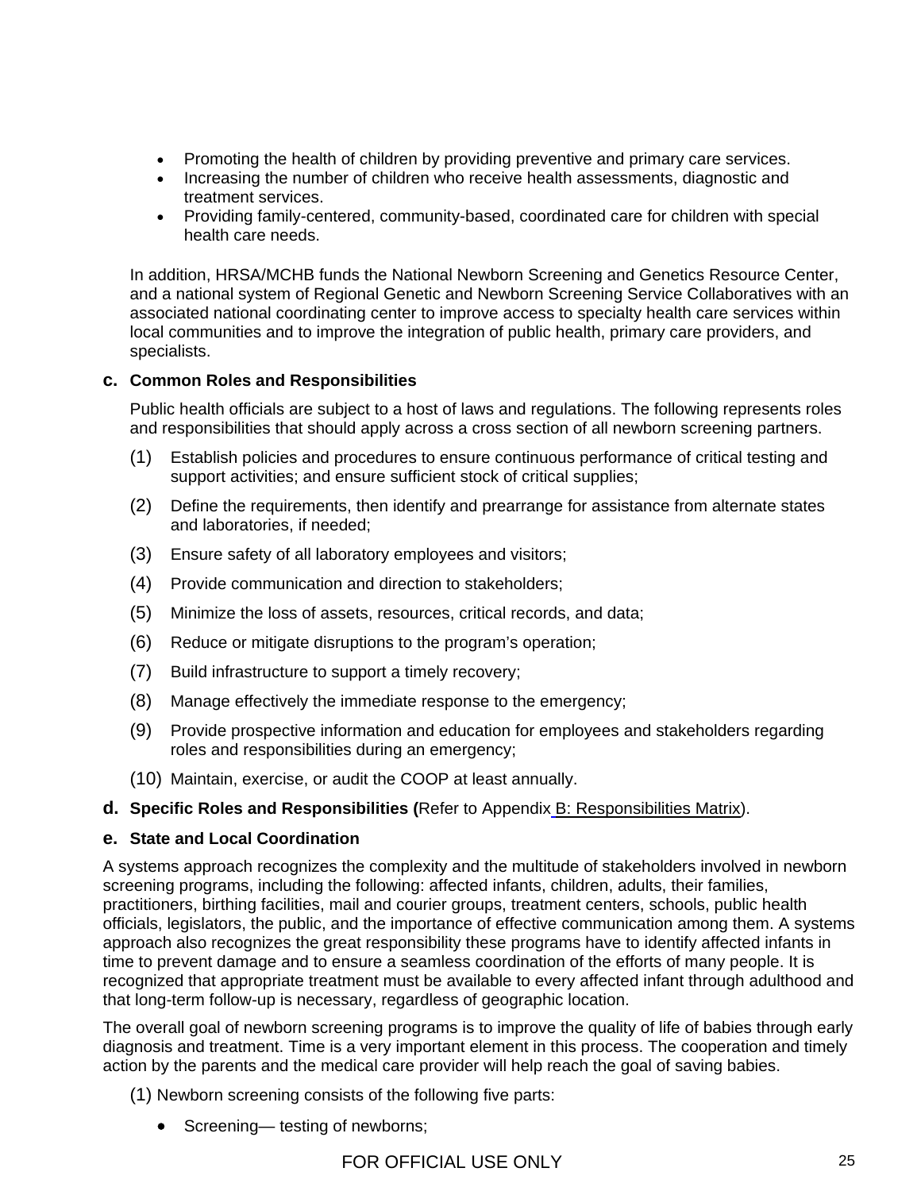- Promoting the health of children by providing preventive and primary care services.
- Increasing the number of children who receive health assessments, diagnostic and treatment services.
- Providing family-centered, community-based, coordinated care for children with special health care needs.

In addition, HRSA/MCHB funds the National Newborn Screening and Genetics Resource Center, and a national system of Regional Genetic and Newborn Screening Service Collaboratives with an associated national coordinating center to improve access to specialty health care services within local communities and to improve the integration of public health, primary care providers, and specialists.

**c. Common Roles and Responsibilities**

Public health officials are subject to a host of laws and regulations. The following represents roles and responsibilities that should apply across a cross section of all newborn screening partners.

(1) Establish policies and procedures to ensure continuous performance of critical testing and support activities; and ensure sufficient stock of critical supplies;

(2) Define the requirements, then identify and prearrange for assistance from alternate states and laboratories, if needed;

(3) Ensure safety of all laboratory employees and visitors;

(4) Provide communication and direction to stakeholders;

(5) Minimize the loss of assets, resources, critical records, and data;

(6) Reduce or mitigate disruptions to the program's operation;

(7) Build infrastructure to support a timely recovery;

(8) Manage effectively the immediate response to the emergency;

(9) Provide prospective information and education for employees and stakeholders regarding roles and responsibilities during an emergency;

(10) Maintain, exercise, or audit the COOP at least annually.

**d. Specific Roles and Responsibilities (**Refer to Appendix B: Responsibilities Matrix).

**e. State and Local Coordination**

A systems approach recognizes the complexity and the multitude of stakeholders involved in newborn screening programs, including the following: affected infants, children, adults, their families, practitioners, birthing facilities, mail and courier groups, treatment centers, schools, public health officials, legislators, the public, and the importance of effective communication among them. A systems approach also recognizes the great responsibility these programs have to identify affected infants in time to prevent damage and to ensure a seamless coordination of the efforts of many people. It is recognized that appropriate treatment must be available to every affected infant through adulthood and that long-term follow-up is necessary, regardless of geographic location.

The overall goal of newborn screening programs is to improve the quality of life of babies through early diagnosis and treatment. Time is a very important element in this process. The cooperation and timely action by the parents and the medical care provider will help reach the goal of saving babies.

(1) Newborn screening consists of the following five parts:

- Screening— testing of newborns;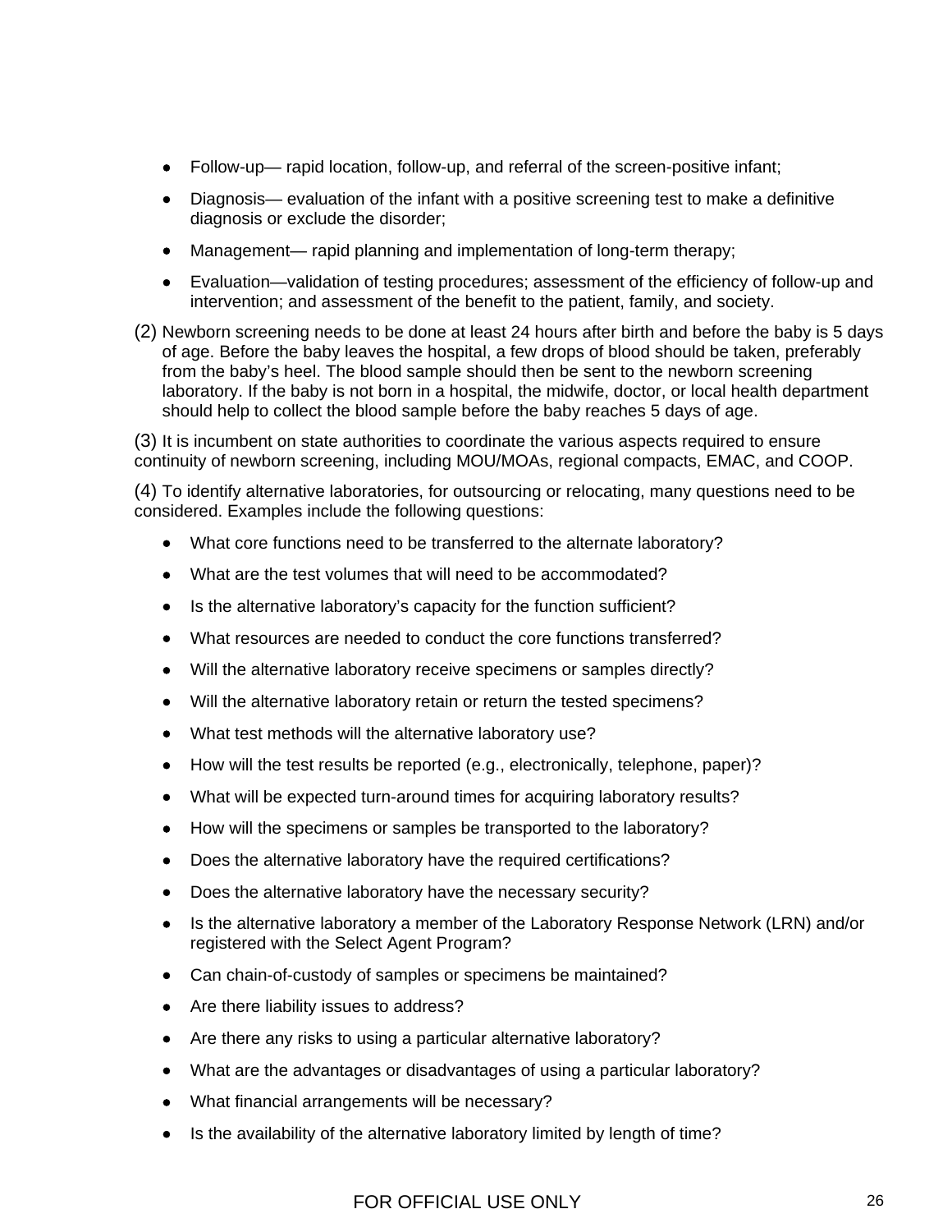- Follow-up— rapid location, follow-up, and referral of the screen-positive infant;
- Diagnosis— evaluation of the infant with a positive screening test to make a definitive diagnosis or exclude the disorder;
- Management— rapid planning and implementation of long-term therapy;
- Evaluation—validation of testing procedures; assessment of the efficiency of follow-up and intervention; and assessment of the benefit to the patient, family, and society.

(2) Newborn screening needs to be done at least 24 hours after birth and before the baby is 5 days of age. Before the baby leaves the hospital, a few drops of blood should be taken, preferably from the baby's heel. The blood sample should then be sent to the newborn screening laboratory. If the baby is not born in a hospital, the midwife, doctor, or local health department should help to collect the blood sample before the baby reaches 5 days of age.

(3) It is incumbent on state authorities to coordinate the various aspects required to ensure continuity of newborn screening, including MOU/MOAs, regional compacts, EMAC, and COOP.

(4) To identify alternative laboratories, for outsourcing or relocating, many questions need to be considered. Examples include the following questions:

- What core functions need to be transferred to the alternate laboratory?
- What are the test volumes that will need to be accommodated?
- Is the alternative laboratory's capacity for the function sufficient?
- What resources are needed to conduct the core functions transferred?
- Will the alternative laboratory receive specimens or samples directly?
- Will the alternative laboratory retain or return the tested specimens?
- What test methods will the alternative laboratory use?
- How will the test results be reported (e.g., electronically, telephone, paper)?
- What will be expected turn-around times for acquiring laboratory results?
- How will the specimens or samples be transported to the laboratory?
- Does the alternative laboratory have the required certifications?
- Does the alternative laboratory have the necessary security?
- Is the alternative laboratory a member of the Laboratory Response Network (LRN) and/or registered with the Select Agent Program?
- Can chain-of-custody of samples or specimens be maintained?
- Are there liability issues to address?
- Are there any risks to using a particular alternative laboratory?
- What are the advantages or disadvantages of using a particular laboratory?
- What financial arrangements will be necessary?
- Is the availability of the alternative laboratory limited by length of time?

FOR OFFICIAL USE ONLY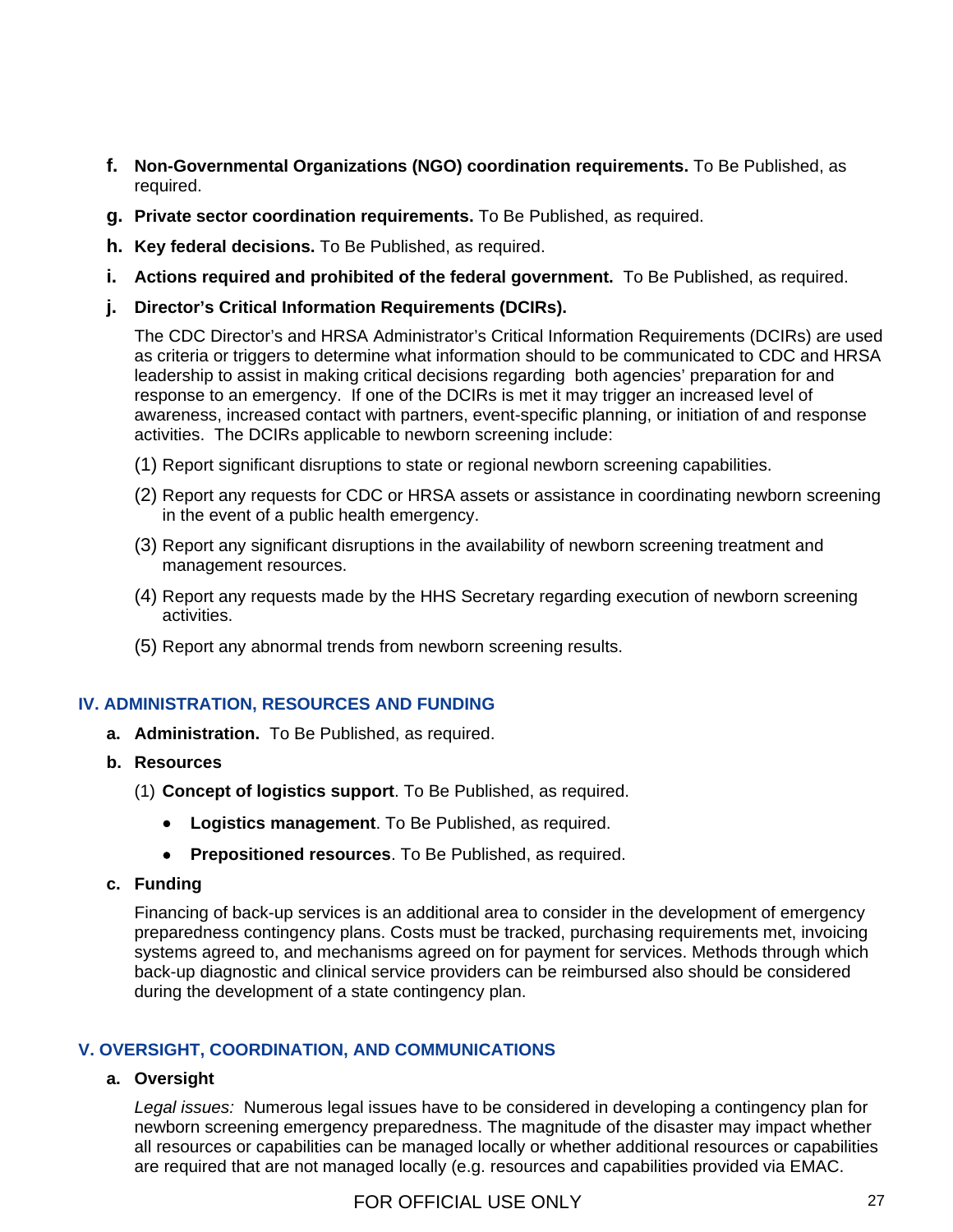**f. Non-Governmental Organizations (NGO) coordination requirements.** To Be Published, as required.

**g. Private sector coordination requirements.** To Be Published, as required.

**h. Key federal decisions.** To Be Published, as required.

**i. Actions required and prohibited of the federal government.** To Be Published, as required.

**j. Director's Critical Information Requirements (DCIRs).**

The CDC Director's and HRSA Administrator's Critical Information Requirements (DCIRs) are used as criteria or triggers to determine what information should to be communicated to CDC and HRSA leadership to assist in making critical decisions regarding both agencies' preparation for and response to an emergency. If one of the DCIRs is met it may trigger an increased level of awareness, increased contact with partners, event-specific planning, or initiation of and response activities. The DCIRs applicable to newborn screening include:

(1) Report significant disruptions to state or regional newborn screening capabilities.

(2) Report any requests for CDC or HRSA assets or assistance in coordinating newborn screening in the event of a public health emergency.

(3) Report any significant disruptions in the availability of newborn screening treatment and management resources.

(4) Report any requests made by the HHS Secretary regarding execution of newborn screening activities.

(5) Report any abnormal trends from newborn screening results.

## IV. ADMINISTRATION, RESOURCES AND FUNDING

**a. Administration.** To Be Published, as required.

**b. Resources**

(1) **Concept of logistics support**. To Be Published, as required.

- **Logistics management**. To Be Published, as required.
- **Prepositioned resources**. To Be Published, as required.

**c. Funding**

Financing of back-up services is an additional area to consider in the development of emergency preparedness contingency plans. Costs must be tracked, purchasing requirements met, invoicing systems agreed to, and mechanisms agreed on for payment for services. Methods through which back-up diagnostic and clinical service providers can be reimbursed also should be considered during the development of a state contingency plan.

## V. OVERSIGHT, COORDINATION, AND COMMUNICATIONS

**a. Oversight**

*Legal issues:* Numerous legal issues have to be considered in developing a contingency plan for newborn screening emergency preparedness. The magnitude of the disaster may impact whether all resources or capabilities can be managed locally or whether additional resources or capabilities are required that are not managed locally (e.g. resources and capabilities provided via EMAC.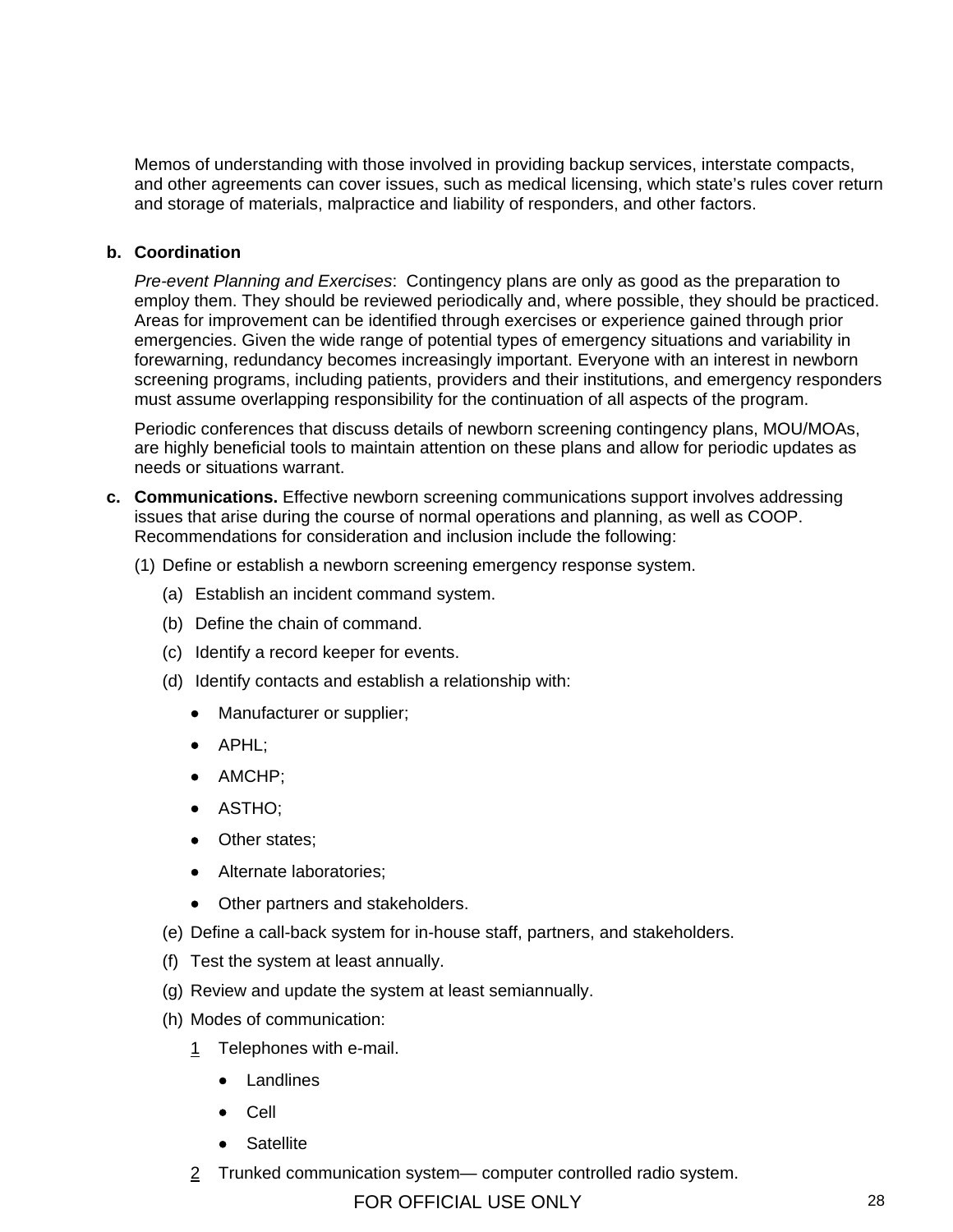Memos of understanding with those involved in providing backup services, interstate compacts, and other agreements can cover issues, such as medical licensing, which state's rules cover return and storage of materials, malpractice and liability of responders, and other factors.

**b. Coordination**

*Pre-event Planning and Exercises*: Contingency plans are only as good as the preparation to employ them. They should be reviewed periodically and, where possible, they should be practiced. Areas for improvement can be identified through exercises or experience gained through prior emergencies. Given the wide range of potential types of emergency situations and variability in forewarning, redundancy becomes increasingly important. Everyone with an interest in newborn screening programs, including patients, providers and their institutions, and emergency responders must assume overlapping responsibility for the continuation of all aspects of the program.

Periodic conferences that discuss details of newborn screening contingency plans, MOU/MOAs, are highly beneficial tools to maintain attention on these plans and allow for periodic updates as needs or situations warrant.

**c. Communications.** Effective newborn screening communications support involves addressing issues that arise during the course of normal operations and planning, as well as COOP. Recommendations for consideration and inclusion include the following:

(1) Define or establish a newborn screening emergency response system.

(a) Establish an incident command system.

(b) Define the chain of command.

(c) Identify a record keeper for events.

(d) Identify contacts and establish a relationship with:

- Manufacturer or supplier;
- APHL;
- AMCHP;
- ASTHO;
- Other states;
- Alternate laboratories;
- Other partners and stakeholders.

(e) Define a call-back system for in-house staff, partners, and stakeholders.

(f) Test the system at least annually.

(g) Review and update the system at least semiannually.

(h) Modes of communication:

<u>1</u> Telephones with e-mail.

- Landlines
- Cell
- Satellite

<u>2</u> Trunked communication system— computer controlled radio system.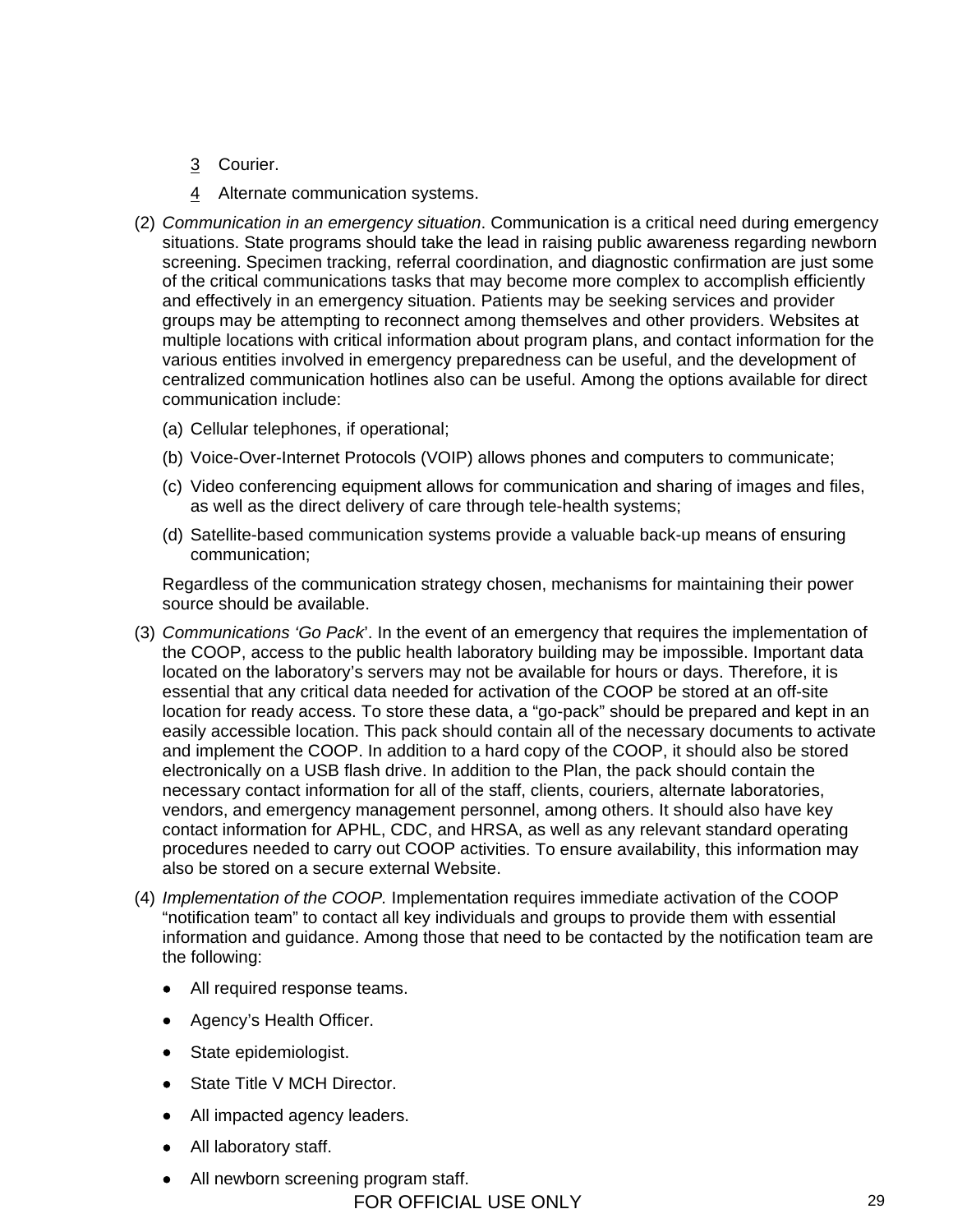3 Courier.

4 Alternate communication systems.

(2) *Communication in an emergency situation*. Communication is a critical need during emergency situations. State programs should take the lead in raising public awareness regarding newborn screening. Specimen tracking, referral coordination, and diagnostic confirmation are just some of the critical communications tasks that may become more complex to accomplish efficiently and effectively in an emergency situation. Patients may be seeking services and provider groups may be attempting to reconnect among themselves and other providers. Websites at multiple locations with critical information about program plans, and contact information for the various entities involved in emergency preparedness can be useful, and the development of centralized communication hotlines also can be useful. Among the options available for direct communication include:

(a) Cellular telephones, if operational;

(b) Voice-Over-Internet Protocols (VOIP) allows phones and computers to communicate;

(c) Video conferencing equipment allows for communication and sharing of images and files, as well as the direct delivery of care through tele-health systems;

(d) Satellite-based communication systems provide a valuable back-up means of ensuring communication;

Regardless of the communication strategy chosen, mechanisms for maintaining their power source should be available.

(3) *Communications 'Go Pack'*. In the event of an emergency that requires the implementation of the COOP, access to the public health laboratory building may be impossible. Important data located on the laboratory's servers may not be available for hours or days. Therefore, it is essential that any critical data needed for activation of the COOP be stored at an off-site location for ready access. To store these data, a "go-pack" should be prepared and kept in an easily accessible location. This pack should contain all of the necessary documents to activate and implement the COOP. In addition to a hard copy of the COOP, it should also be stored electronically on a USB flash drive. In addition to the Plan, the pack should contain the necessary contact information for all of the staff, clients, couriers, alternate laboratories, vendors, and emergency management personnel, among others. It should also have key contact information for APHL, CDC, and HRSA, as well as any relevant standard operating procedures needed to carry out COOP activities. To ensure availability, this information may also be stored on a secure external Website.

(4) *Implementation of the COOP.* Implementation requires immediate activation of the COOP "notification team" to contact all key individuals and groups to provide them with essential information and guidance. Among those that need to be contacted by the notification team are the following:

- All required response teams.
- Agency's Health Officer.
- State epidemiologist.
- State Title V MCH Director.
- All impacted agency leaders.
- All laboratory staff.
- All newborn screening program staff.

FOR OFFICIAL USE ONLY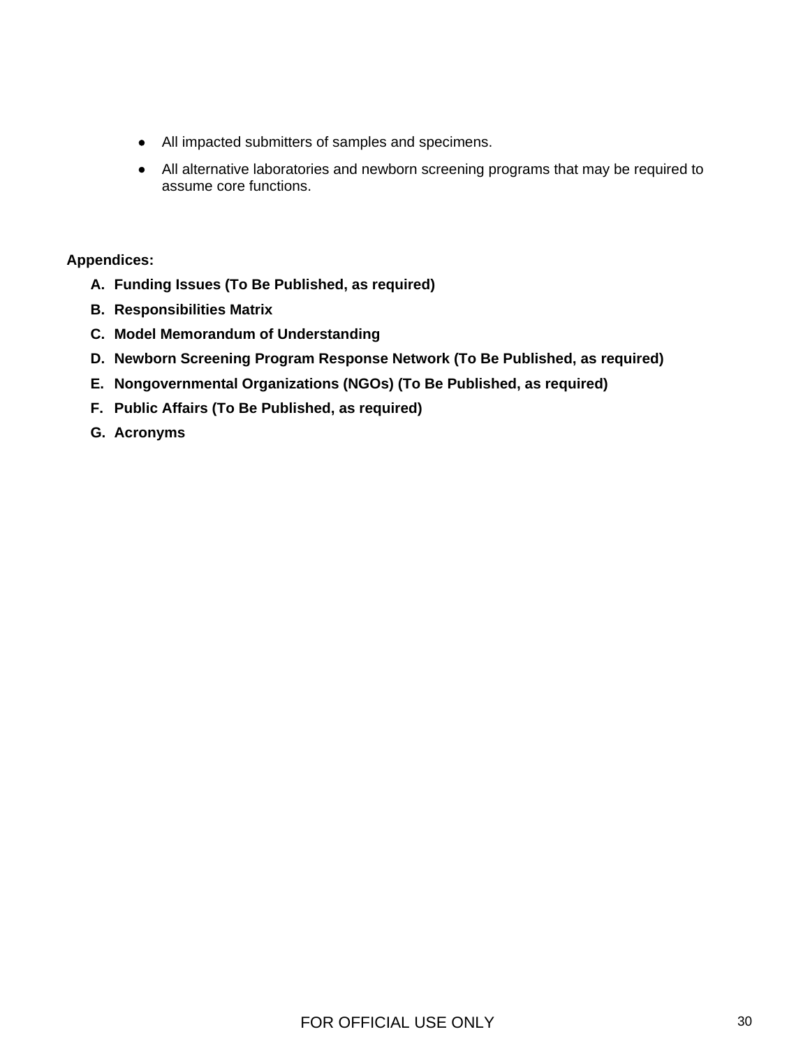- All impacted submitters of samples and specimens.
- All alternative laboratories and newborn screening programs that may be required to assume core functions.

**Appendices:**

**A. Funding Issues (To Be Published, as required)**

**B. Responsibilities Matrix**

**C. Model Memorandum of Understanding**

**D. Newborn Screening Program Response Network (To Be Published, as required)**

**E. Nongovernmental Organizations (NGOs) (To Be Published, as required)**

**F. Public Affairs (To Be Published, as required)**

**G. Acronyms**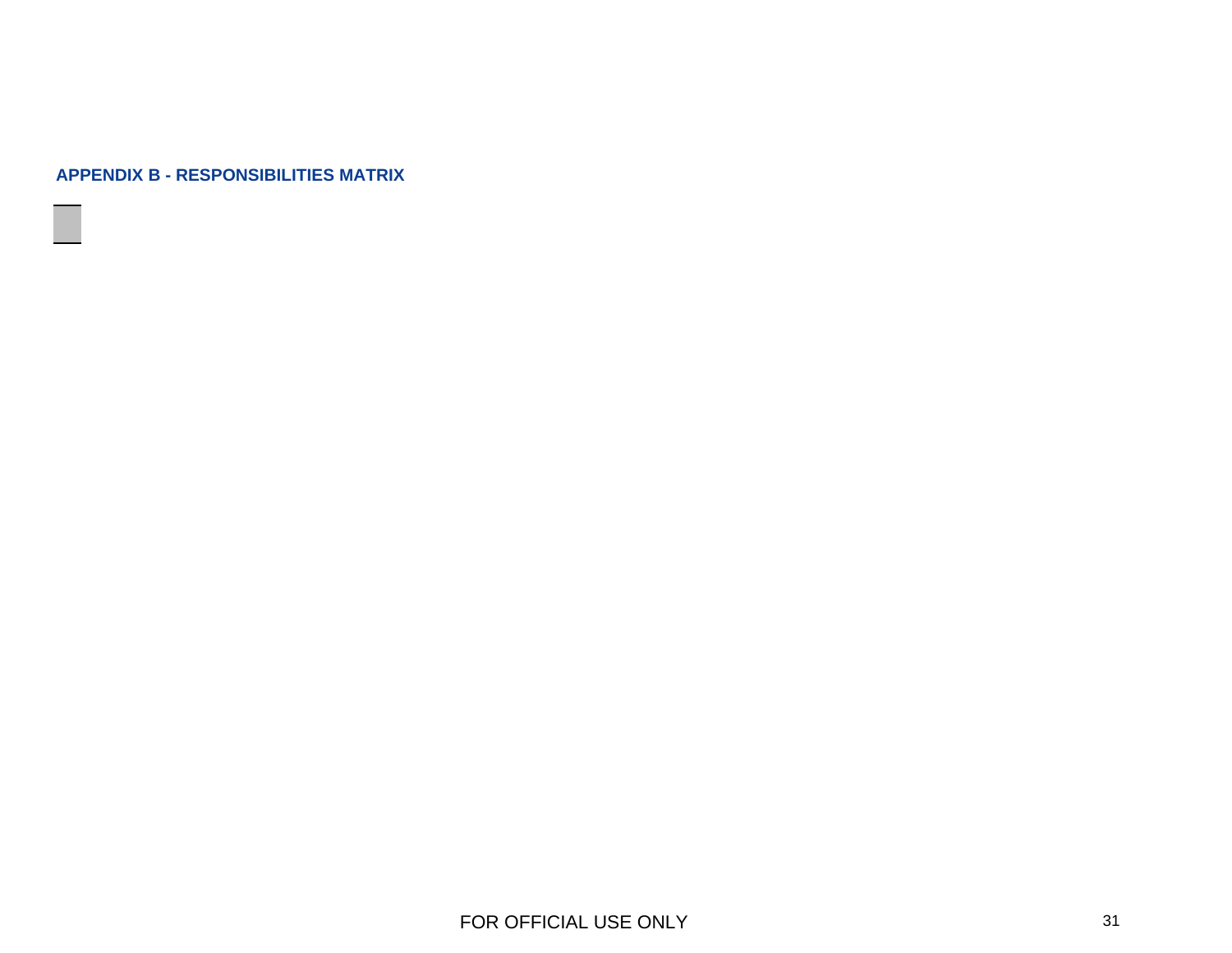## APPENDIX B - RESPONSIBILITIES MATRIX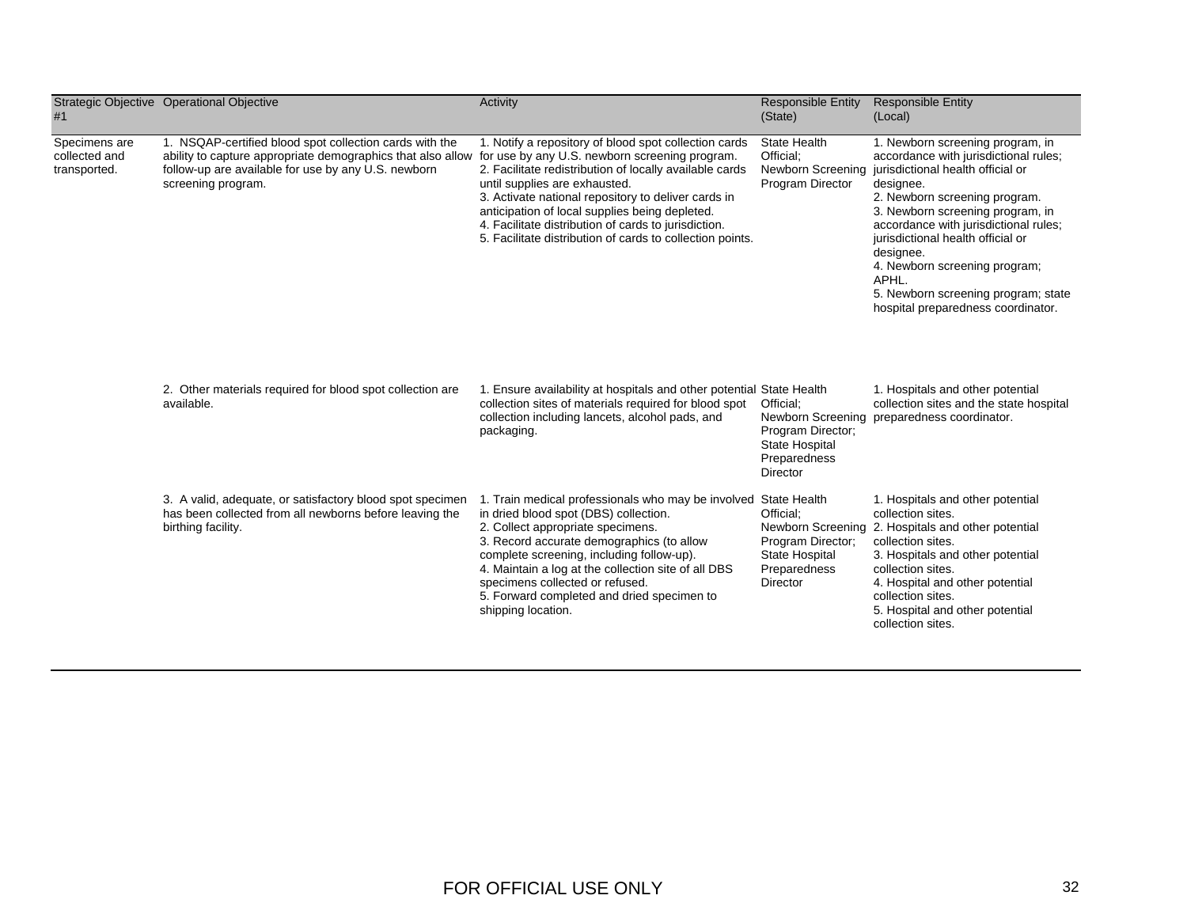| Strategic Objective #1 | Operational Objective | Activity | Responsible Entity (State) | Responsible Entity (Local) |
|---|---|---|---|---|
| Specimens are collected and transported. | 1. NSQAP-certified blood spot collection cards with the ability to capture appropriate demographics that also allow follow-up are available for use by any U.S. newborn screening program. | 1. Notify a repository of blood spot collection cards for use by any U.S. newborn screening program.<br>2. Facilitate redistribution of locally available cards until supplies are exhausted.<br>3. Activate national repository to deliver cards in anticipation of local supplies being depleted.<br>4. Facilitate distribution of cards to jurisdiction.<br>5. Facilitate distribution of cards to collection points. | State Health Official; Newborn Screening Program Director | 1. Newborn screening program, in accordance with jurisdictional rules; jurisdictional health official or designee.<br>2. Newborn screening program.<br>3. Newborn screening program, in accordance with jurisdictional rules; jurisdictional health official or designee.<br>4. Newborn screening program; APHL.<br>5. Newborn screening program; state hospital preparedness coordinator. |
| | 2. Other materials required for blood spot collection are available. | 1. Ensure availability at hospitals and other potential collection sites of materials required for blood spot collection including lancets, alcohol pads, and packaging. | State Health Official; Newborn Screening Program Director; State Hospital Preparedness Director | 1. Hospitals and other potential collection sites and the state hospital preparedness coordinator. |
| | 3. A valid, adequate, or satisfactory blood spot specimen has been collected from all newborns before leaving the birthing facility. | 1. Train medical professionals who may be involved in dried blood spot (DBS) collection.<br>2. Collect appropriate specimens.<br>3. Record accurate demographics (to allow complete screening, including follow-up).<br>4. Maintain a log at the collection site of all DBS specimens collected or refused.<br>5. Forward completed and dried specimen to shipping location. | State Health Official; Newborn Screening Program Director; State Hospital Preparedness Director | 1. Hospitals and other potential collection sites.<br>2. Hospitals and other potential collection sites.<br>3. Hospitals and other potential collection sites.<br>4. Hospital and other potential collection sites.<br>5. Hospital and other potential collection sites. |

FOR OFFICIAL USE ONLY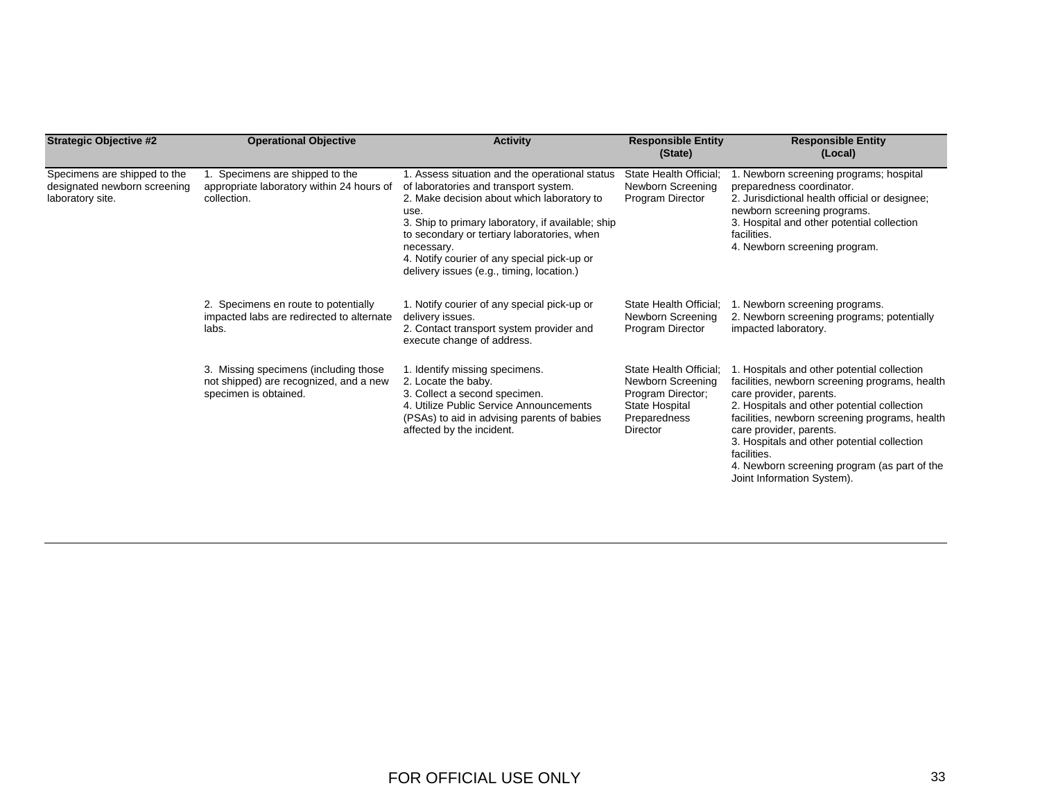| Strategic Objective #2 | Operational Objective | Activity | Responsible Entity (State) | Responsible Entity (Local) |
| --- | --- | --- | --- | --- |
| Specimens are shipped to the designated newborn screening laboratory site. | 1. Specimens are shipped to the appropriate laboratory within 24 hours of collection. | 1. Assess situation and the operational status of laboratories and transport system.<br>2. Make decision about which laboratory to use.<br>3. Ship to primary laboratory, if available; ship to secondary or tertiary laboratories, when necessary.<br>4. Notify courier of any special pick-up or delivery issues (e.g., timing, location.) | State Health Official; Newborn Screening Program Director | 1. Newborn screening programs; hospital preparedness coordinator.<br>2. Jurisdictional health official or designee; newborn screening programs.<br>3. Hospital and other potential collection facilities.<br>4. Newborn screening program. |
| | 2. Specimens en route to potentially impacted labs are redirected to alternate labs. | 1. Notify courier of any special pick-up or delivery issues.<br>2. Contact transport system provider and execute change of address. | State Health Official; Newborn Screening Program Director | 1. Newborn screening programs.<br>2. Newborn screening programs; potentially impacted laboratory. |
| | 3. Missing specimens (including those not shipped) are recognized, and a new specimen is obtained. | 1. Identify missing specimens.<br>2. Locate the baby.<br>3. Collect a second specimen.<br>4. Utilize Public Service Announcements (PSAs) to aid in advising parents of babies affected by the incident. | State Health Official; Newborn Screening Program Director; State Hospital Preparedness Director | 1. Hospitals and other potential collection facilities, newborn screening programs, health care provider, parents.<br>2. Hospitals and other potential collection facilities, newborn screening programs, health care provider, parents.<br>3. Hospitals and other potential collection facilities.<br>4. Newborn screening program (as part of the Joint Information System). |

FOR OFFICIAL USE ONLY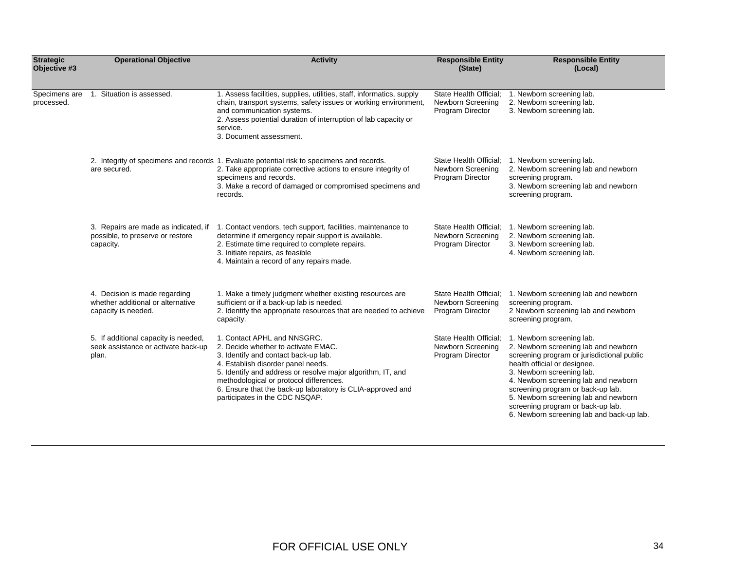| Strategic Objective #3 | Operational Objective | Activity | Responsible Entity (State) | Responsible Entity (Local) |
|---|---|---|---|---|
| Specimens are processed. | 1. Situation is assessed. | 1. Assess facilities, supplies, utilities, staff, informatics, supply chain, transport systems, safety issues or working environment, and communication systems.<br>2. Assess potential duration of interruption of lab capacity or service.<br>3. Document assessment. | State Health Official; Newborn Screening Program Director | 1. Newborn screening lab.<br>2. Newborn screening lab.<br>3. Newborn screening lab. |
| | 2. Integrity of specimens and records are secured. | 1. Evaluate potential risk to specimens and records.<br>2. Take appropriate corrective actions to ensure integrity of specimens and records.<br>3. Make a record of damaged or compromised specimens and records. | State Health Official; Newborn Screening Program Director | 1. Newborn screening lab.<br>2. Newborn screening lab and newborn screening program.<br>3. Newborn screening lab and newborn screening program. |
| | 3. Repairs are made as indicated, if possible, to preserve or restore capacity. | 1. Contact vendors, tech support, facilities, maintenance to determine if emergency repair support is available.<br>2. Estimate time required to complete repairs.<br>3. Initiate repairs, as feasible<br>4. Maintain a record of any repairs made. | State Health Official; Newborn Screening Program Director | 1. Newborn screening lab.<br>2. Newborn screening lab.<br>3. Newborn screening lab.<br>4. Newborn screening lab. |
| | 4. Decision is made regarding whether additional or alternative capacity is needed. | 1. Make a timely judgment whether existing resources are sufficient or if a back-up lab is needed.<br>2. Identify the appropriate resources that are needed to achieve capacity. | State Health Official; Newborn Screening Program Director | 1. Newborn screening lab and newborn screening program.<br>2 Newborn screening lab and newborn screening program. |
| | 5. If additional capacity is needed, seek assistance or activate back-up plan. | 1. Contact APHL and NNSGRC.<br>2. Decide whether to activate EMAC.<br>3. Identify and contact back-up lab.<br>4. Establish disorder panel needs.<br>5. Identify and address or resolve major algorithm, IT, and methodological or protocol differences.<br>6. Ensure that the back-up laboratory is CLIA-approved and participates in the CDC NSQAP. | State Health Official; Newborn Screening Program Director | 1. Newborn screening lab.<br>2. Newborn screening lab and newborn screening program or jurisdictional public health official or designee.<br>3. Newborn screening lab.<br>4. Newborn screening lab and newborn screening program or back-up lab.<br>5. Newborn screening lab and newborn screening program or back-up lab.<br>6. Newborn screening lab and back-up lab. |

FOR OFFICIAL USE ONLY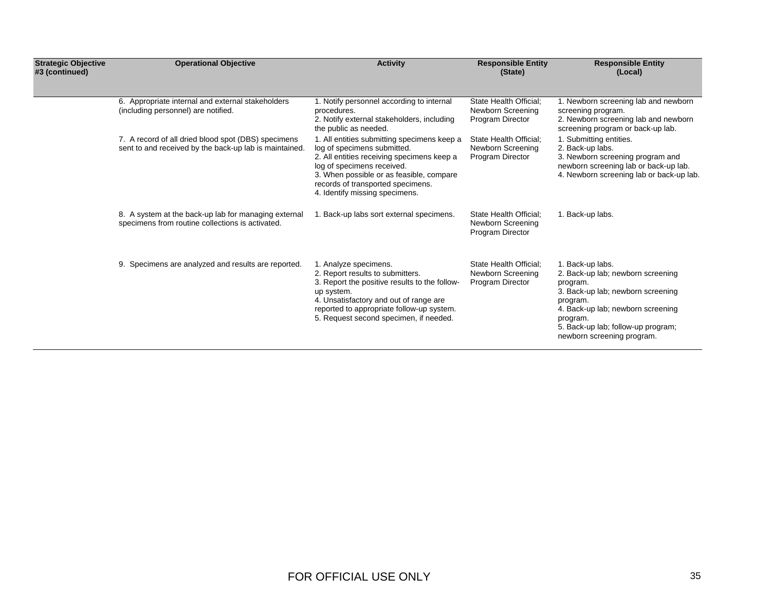| Strategic Objective #3 (continued) | Operational Objective | Activity | Responsible Entity (State) | Responsible Entity (Local) |
|---|---|---|---|---|
| | 6. Appropriate internal and external stakeholders (including personnel) are notified. | 1. Notify personnel according to internal procedures.<br>2. Notify external stakeholders, including the public as needed. | State Health Official; Newborn Screening Program Director | 1. Newborn screening lab and newborn screening program.<br>2. Newborn screening lab and newborn screening program or back-up lab. |
| | 7. A record of all dried blood spot (DBS) specimens sent to and received by the back-up lab is maintained. | 1. All entities submitting specimens keep a log of specimens submitted.<br>2. All entities receiving specimens keep a log of specimens received.<br>3. When possible or as feasible, compare records of transported specimens.<br>4. Identify missing specimens. | State Health Official; Newborn Screening Program Director | 1. Submitting entities.<br>2. Back-up labs.<br>3. Newborn screening program and newborn screening lab or back-up lab.<br>4. Newborn screening lab or back-up lab. |
| | 8. A system at the back-up lab for managing external specimens from routine collections is activated. | 1. Back-up labs sort external specimens. | State Health Official; Newborn Screening Program Director | 1. Back-up labs. |
| | 9. Specimens are analyzed and results are reported. | 1. Analyze specimens.<br>2. Report results to submitters.<br>3. Report the positive results to the follow-up system.<br>4. Unsatisfactory and out of range are reported to appropriate follow-up system.<br>5. Request second specimen, if needed. | State Health Official; Newborn Screening Program Director | 1. Back-up labs.<br>2. Back-up lab; newborn screening program.<br>3. Back-up lab; newborn screening program.<br>4. Back-up lab; newborn screening program.<br>5. Back-up lab; follow-up program; newborn screening program. |

FOR OFFICIAL USE ONLY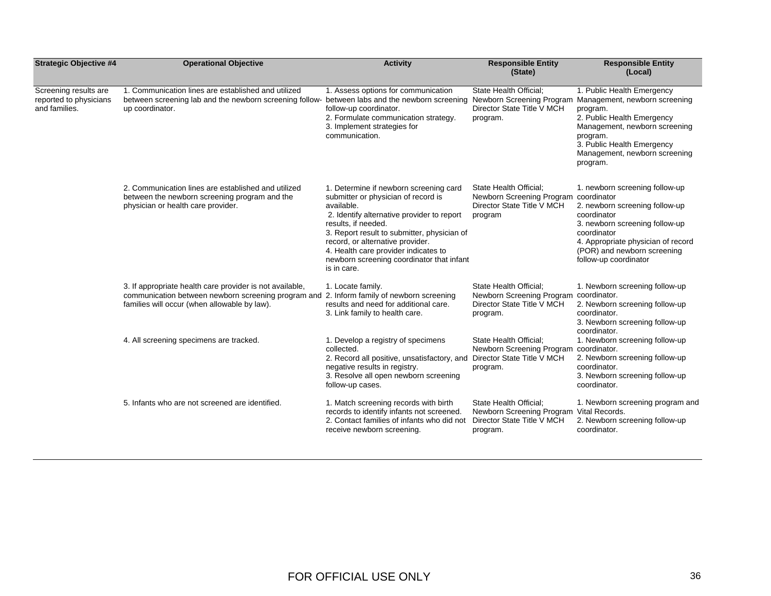| Strategic Objective #4 | Operational Objective | Activity | Responsible Entity (State) | Responsible Entity (Local) |
|---|---|---|---|---|
| Screening results are reported to physicians and families. | 1. Communication lines are established and utilized between screening lab and the newborn screening follow-up coordinator. | 1. Assess options for communication between labs and the newborn screening follow-up coordinator.<br>2. Formulate communication strategy.<br>3. Implement strategies for communication. | State Health Official; Newborn Screening Program Director State Title V MCH program. | 1. Public Health Emergency Management, newborn screening program.<br>2. Public Health Emergency Management, newborn screening program.<br>3. Public Health Emergency Management, newborn screening program. |
| | 2. Communication lines are established and utilized between the newborn screening program and the physician or health care provider. | 1. Determine if newborn screening card submitter or physician of record is available.<br>2. Identify alternative provider to report results, if needed.<br>3. Report result to submitter, physician of record, or alternative provider.<br>4. Health care provider indicates to newborn screening coordinator that infant is in care. | State Health Official; Newborn Screening Program Director State Title V MCH program | 1. newborn screening follow-up coordinator<br>2. newborn screening follow-up coordinator<br>3. newborn screening follow-up coordinator<br>4. Appropriate physician of record (POR) and newborn screening follow-up coordinator |
| | 3. If appropriate health care provider is not available, communication between newborn screening program and families will occur (when allowable by law). | 1. Locate family.<br>2. Inform family of newborn screening results and need for additional care.<br>3. Link family to health care. | State Health Official; Newborn Screening Program Director State Title V MCH program. | 1. Newborn screening follow-up coordinator.<br>2. Newborn screening follow-up coordinator.<br>3. Newborn screening follow-up coordinator. |
| | 4. All screening specimens are tracked. | 1. Develop a registry of specimens collected.<br>2. Record all positive, unsatisfactory, and negative results in registry.<br>3. Resolve all open newborn screening follow-up cases. | State Health Official; Newborn Screening Program Director State Title V MCH program. | 1. Newborn screening follow-up coordinator.<br>2. Newborn screening follow-up coordinator.<br>3. Newborn screening follow-up coordinator. |
| | 5. Infants who are not screened are identified. | 1. Match screening records with birth records to identify infants not screened.<br>2. Contact families of infants who did not receive newborn screening. | State Health Official; Newborn Screening Program Director State Title V MCH program. | 1. Newborn screening program and Vital Records.<br>2. Newborn screening follow-up coordinator. |

FOR OFFICIAL USE ONLY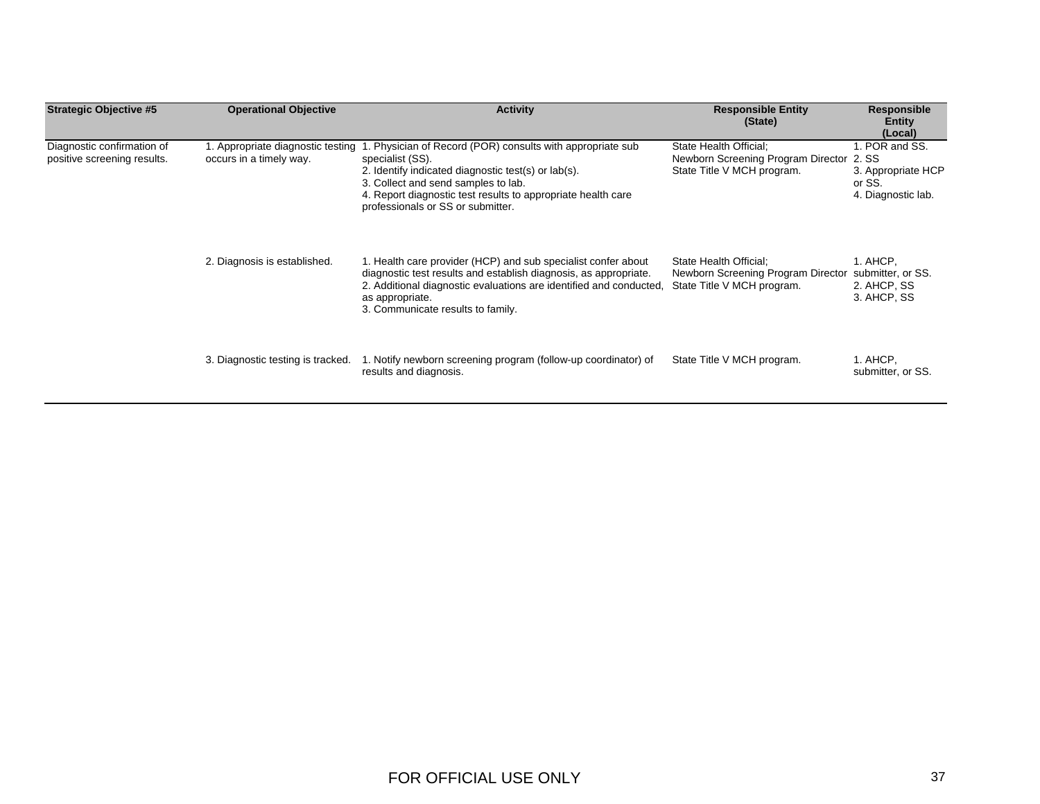| Strategic Objective #5 | Operational Objective | Activity | Responsible Entity (State) | Responsible Entity (Local) |
|---|---|---|---|---|
| Diagnostic confirmation of positive screening results. | 1. Appropriate diagnostic testing occurs in a timely way. | 1. Physician of Record (POR) consults with appropriate sub specialist (SS).<br>2. Identify indicated diagnostic test(s) or lab(s).<br>3. Collect and send samples to lab.<br>4. Report diagnostic test results to appropriate health care professionals or SS or submitter. | State Health Official;<br>Newborn Screening Program Director<br>State Title V MCH program. | 1. POR and SS.<br>2. SS<br>3. Appropriate HCP or SS.<br>4. Diagnostic lab. |
| | 2. Diagnosis is established. | 1. Health care provider (HCP) and sub specialist confer about diagnostic test results and establish diagnosis, as appropriate.<br>2. Additional diagnostic evaluations are identified and conducted, as appropriate.<br>3. Communicate results to family. | State Health Official;<br>Newborn Screening Program Director<br>State Title V MCH program. | 1. AHCP, submitter, or SS.<br>2. AHCP, SS<br>3. AHCP, SS |
| | 3. Diagnostic testing is tracked. | 1. Notify newborn screening program (follow-up coordinator) of results and diagnosis. | State Title V MCH program. | 1. AHCP, submitter, or SS. |

FOR OFFICIAL USE ONLY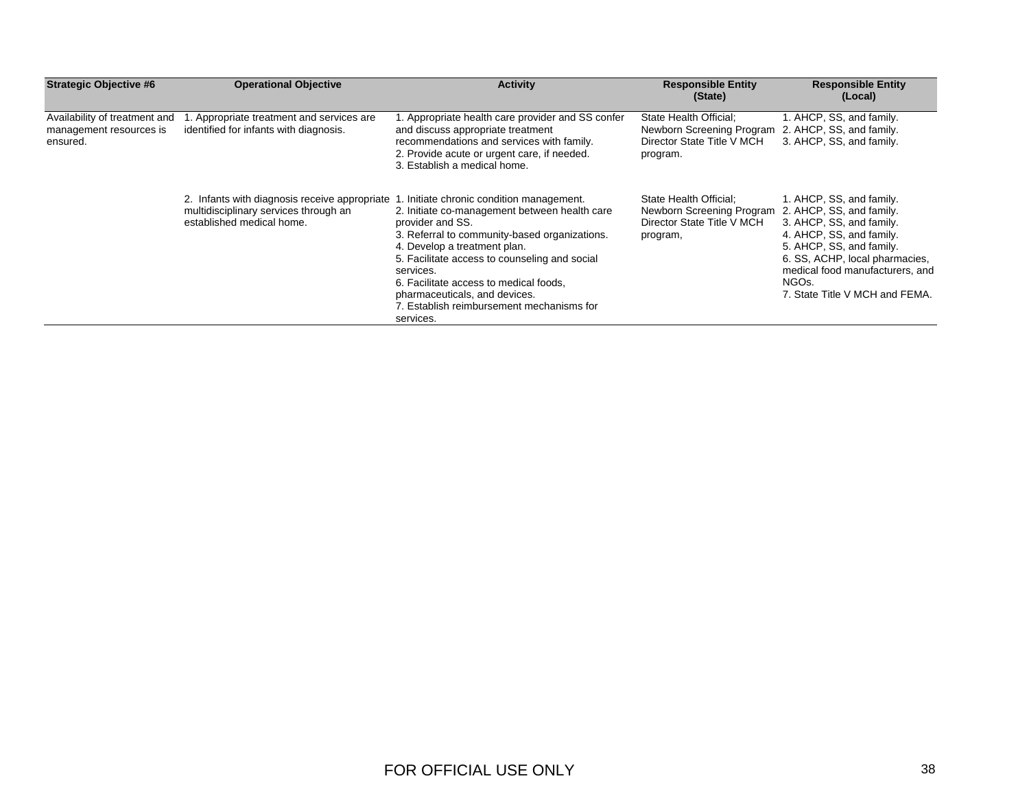| Strategic Objective #6 | Operational Objective | Activity | Responsible Entity (State) | Responsible Entity (Local) |
|---|---|---|---|---|
| Availability of treatment and management resources is ensured. | 1. Appropriate treatment and services are identified for infants with diagnosis. | 1. Appropriate health care provider and SS confer and discuss appropriate treatment recommendations and services with family.<br>2. Provide acute or urgent care, if needed.<br>3. Establish a medical home. | State Health Official; Newborn Screening Program Director State Title V MCH program. | 1. AHCP, SS, and family.<br>2. AHCP, SS, and family.<br>3. AHCP, SS, and family. |
| | 2. Infants with diagnosis receive appropriate multidisciplinary services through an established medical home. | 1. Initiate chronic condition management.<br>2. Initiate co-management between health care provider and SS.<br>3. Referral to community-based organizations.<br>4. Develop a treatment plan.<br>5. Facilitate access to counseling and social services.<br>6. Facilitate access to medical foods, pharmaceuticals, and devices.<br>7. Establish reimbursement mechanisms for services. | State Health Official; Newborn Screening Program Director State Title V MCH program, | 1. AHCP, SS, and family.<br>2. AHCP, SS, and family.<br>3. AHCP, SS, and family.<br>4. AHCP, SS, and family.<br>5. AHCP, SS, and family.<br>6. SS, ACHP, local pharmacies, medical food manufacturers, and NGOs.<br>7. State Title V MCH and FEMA. |

FOR OFFICIAL USE ONLY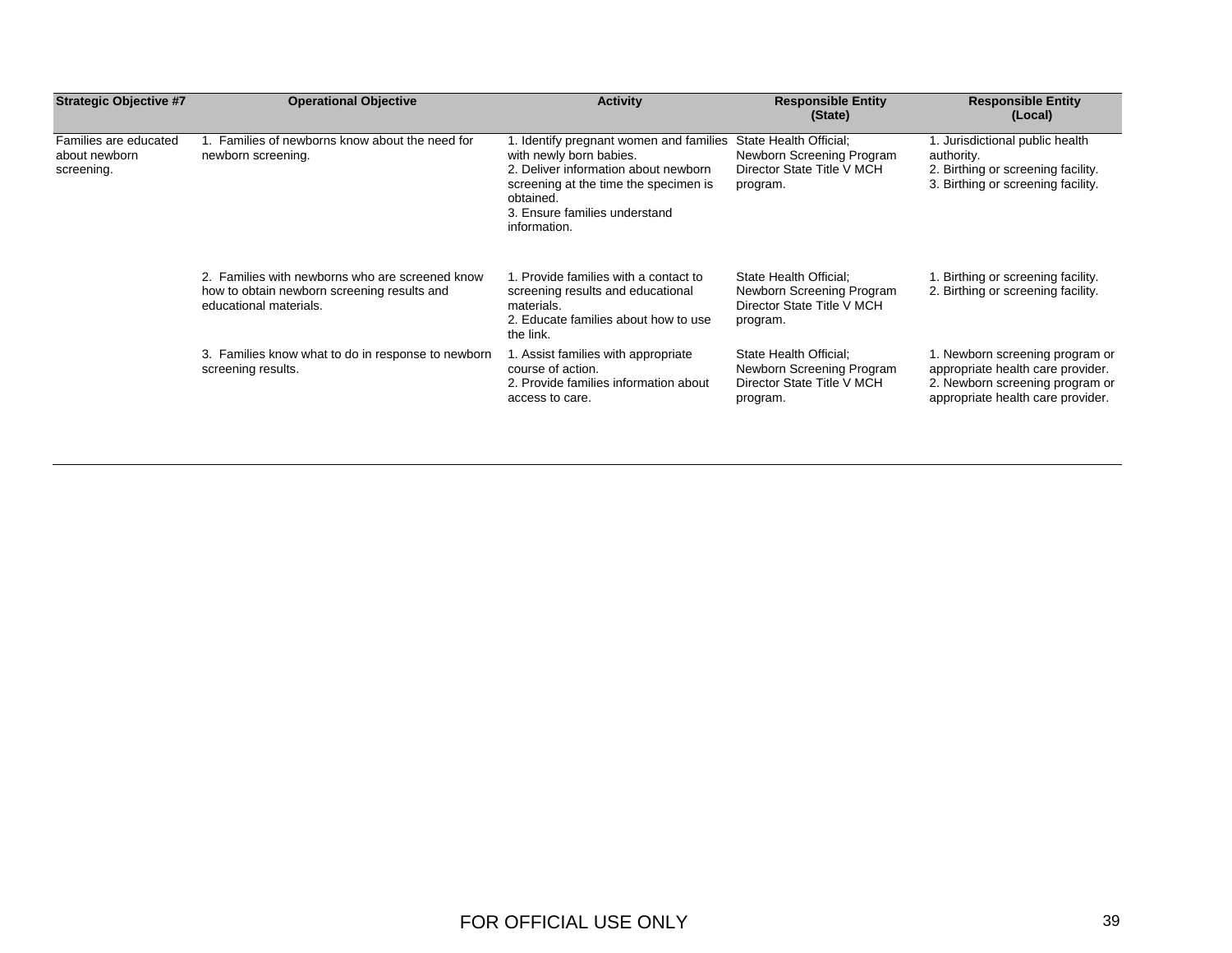| Strategic Objective #7 | Operational Objective | Activity | Responsible Entity (State) | Responsible Entity (Local) |
|---|---|---|---|---|
| Families are educated about newborn screening. | 1. Families of newborns know about the need for newborn screening. | 1. Identify pregnant women and families with newly born babies.<br>2. Deliver information about newborn screening at the time the specimen is obtained.<br>3. Ensure families understand information. | State Health Official; Newborn Screening Program Director State Title V MCH program. | 1. Jurisdictional public health authority.<br>2. Birthing or screening facility.<br>3. Birthing or screening facility. |
| | 2. Families with newborns who are screened know how to obtain newborn screening results and educational materials. | 1. Provide families with a contact to screening results and educational materials.<br>2. Educate families about how to use the link. | State Health Official; Newborn Screening Program Director State Title V MCH program. | 1. Birthing or screening facility.<br>2. Birthing or screening facility. |
| | 3. Families know what to do in response to newborn screening results. | 1. Assist families with appropriate course of action.<br>2. Provide families information about access to care. | State Health Official; Newborn Screening Program Director State Title V MCH program. | 1. Newborn screening program or appropriate health care provider.<br>2. Newborn screening program or appropriate health care provider. |

FOR OFFICIAL USE ONLY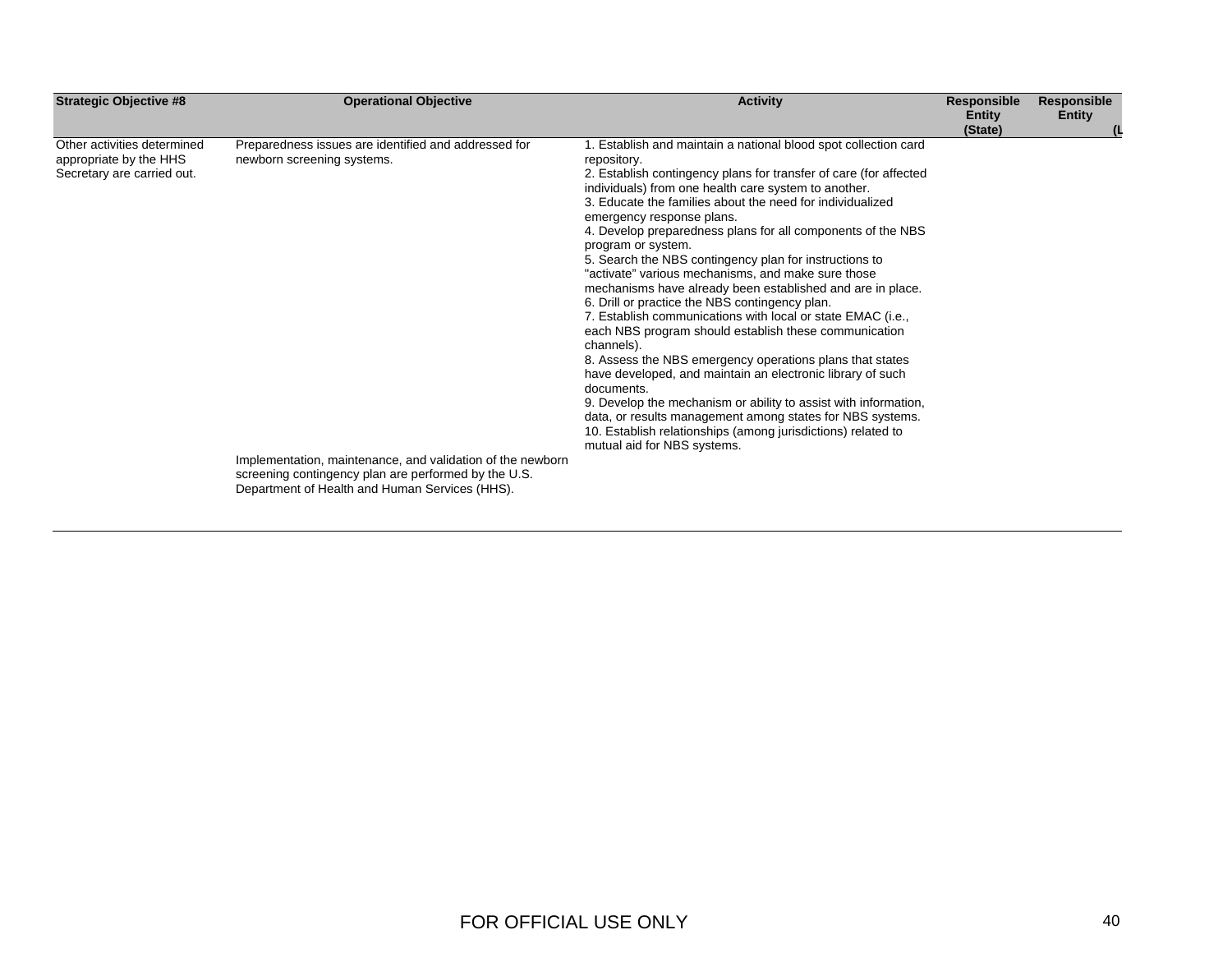| Strategic Objective #8 | Operational Objective | Activity | Responsible Entity (State) | Responsible Entity (L |
|---|---|---|---|---|
| Other activities determined appropriate by the HHS Secretary are carried out. | Preparedness issues are identified and addressed for newborn screening systems. | 1. Establish and maintain a national blood spot collection card repository.<br>2. Establish contingency plans for transfer of care (for affected individuals) from one health care system to another.<br>3. Educate the families about the need for individualized emergency response plans.<br>4. Develop preparedness plans for all components of the NBS program or system.<br>5. Search the NBS contingency plan for instructions to "activate" various mechanisms, and make sure those mechanisms have already been established and are in place.<br>6. Drill or practice the NBS contingency plan.<br>7. Establish communications with local or state EMAC (i.e., each NBS program should establish these communication channels).<br>8. Assess the NBS emergency operations plans that states have developed, and maintain an electronic library of such documents.<br>9. Develop the mechanism or ability to assist with information, data, or results management among states for NBS systems.<br>10. Establish relationships (among jurisdictions) related to mutual aid for NBS systems. | | |
| | Implementation, maintenance, and validation of the newborn screening contingency plan are performed by the U.S. Department of Health and Human Services (HHS). | | | |

FOR OFFICIAL USE ONLY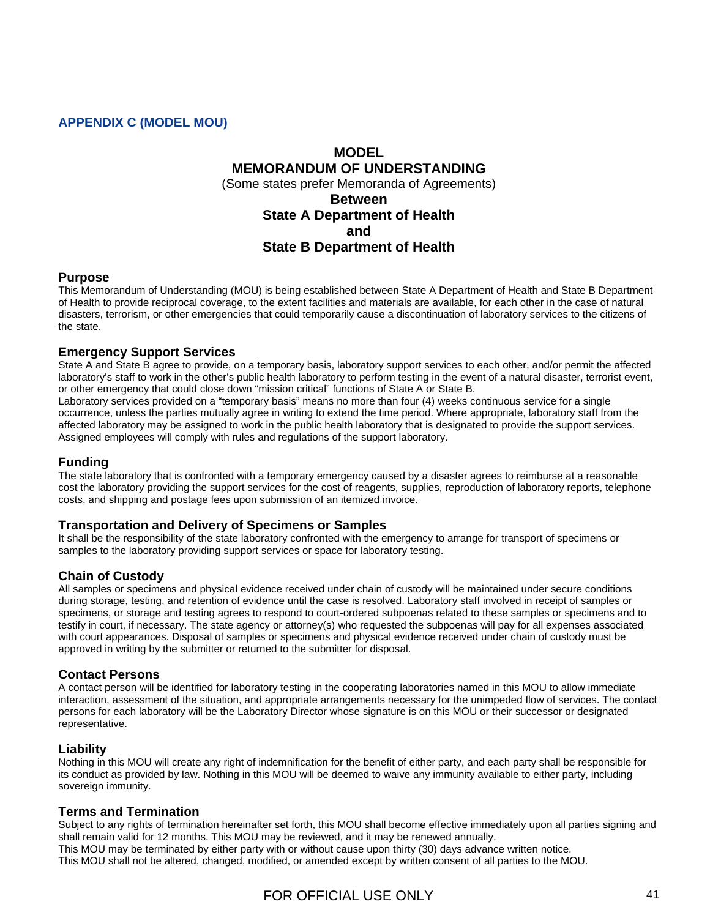## APPENDIX C (MODEL MOU)

# MODEL
# MEMORANDUM OF UNDERSTANDING

(Some states prefer Memoranda of Agreements)

**Between**

**State A Department of Health**

**and**

**State B Department of Health**

### Purpose

This Memorandum of Understanding (MOU) is being established between State A Department of Health and State B Department of Health to provide reciprocal coverage, to the extent facilities and materials are available, for each other in the case of natural disasters, terrorism, or other emergencies that could temporarily cause a discontinuation of laboratory services to the citizens of the state.

### Emergency Support Services

State A and State B agree to provide, on a temporary basis, laboratory support services to each other, and/or permit the affected laboratory's staff to work in the other's public health laboratory to perform testing in the event of a natural disaster, terrorist event, or other emergency that could close down "mission critical" functions of State A or State B.

Laboratory services provided on a "temporary basis" means no more than four (4) weeks continuous service for a single occurrence, unless the parties mutually agree in writing to extend the time period. Where appropriate, laboratory staff from the affected laboratory may be assigned to work in the public health laboratory that is designated to provide the support services. Assigned employees will comply with rules and regulations of the support laboratory.

### Funding

The state laboratory that is confronted with a temporary emergency caused by a disaster agrees to reimburse at a reasonable cost the laboratory providing the support services for the cost of reagents, supplies, reproduction of laboratory reports, telephone costs, and shipping and postage fees upon submission of an itemized invoice.

### Transportation and Delivery of Specimens or Samples

It shall be the responsibility of the state laboratory confronted with the emergency to arrange for transport of specimens or samples to the laboratory providing support services or space for laboratory testing.

### Chain of Custody

All samples or specimens and physical evidence received under chain of custody will be maintained under secure conditions during storage, testing, and retention of evidence until the case is resolved. Laboratory staff involved in receipt of samples or specimens, or storage and testing agrees to respond to court-ordered subpoenas related to these samples or specimens and to testify in court, if necessary. The state agency or attorney(s) who requested the subpoenas will pay for all expenses associated with court appearances. Disposal of samples or specimens and physical evidence received under chain of custody must be approved in writing by the submitter or returned to the submitter for disposal.

### Contact Persons

A contact person will be identified for laboratory testing in the cooperating laboratories named in this MOU to allow immediate interaction, assessment of the situation, and appropriate arrangements necessary for the unimpeded flow of services. The contact persons for each laboratory will be the Laboratory Director whose signature is on this MOU or their successor or designated representative.

### Liability

Nothing in this MOU will create any right of indemnification for the benefit of either party, and each party shall be responsible for its conduct as provided by law. Nothing in this MOU will be deemed to waive any immunity available to either party, including sovereign immunity.

### Terms and Termination

Subject to any rights of termination hereinafter set forth, this MOU shall become effective immediately upon all parties signing and shall remain valid for 12 months. This MOU may be reviewed, and it may be renewed annually.

This MOU may be terminated by either party with or without cause upon thirty (30) days advance written notice.

This MOU shall not be altered, changed, modified, or amended except by written consent of all parties to the MOU.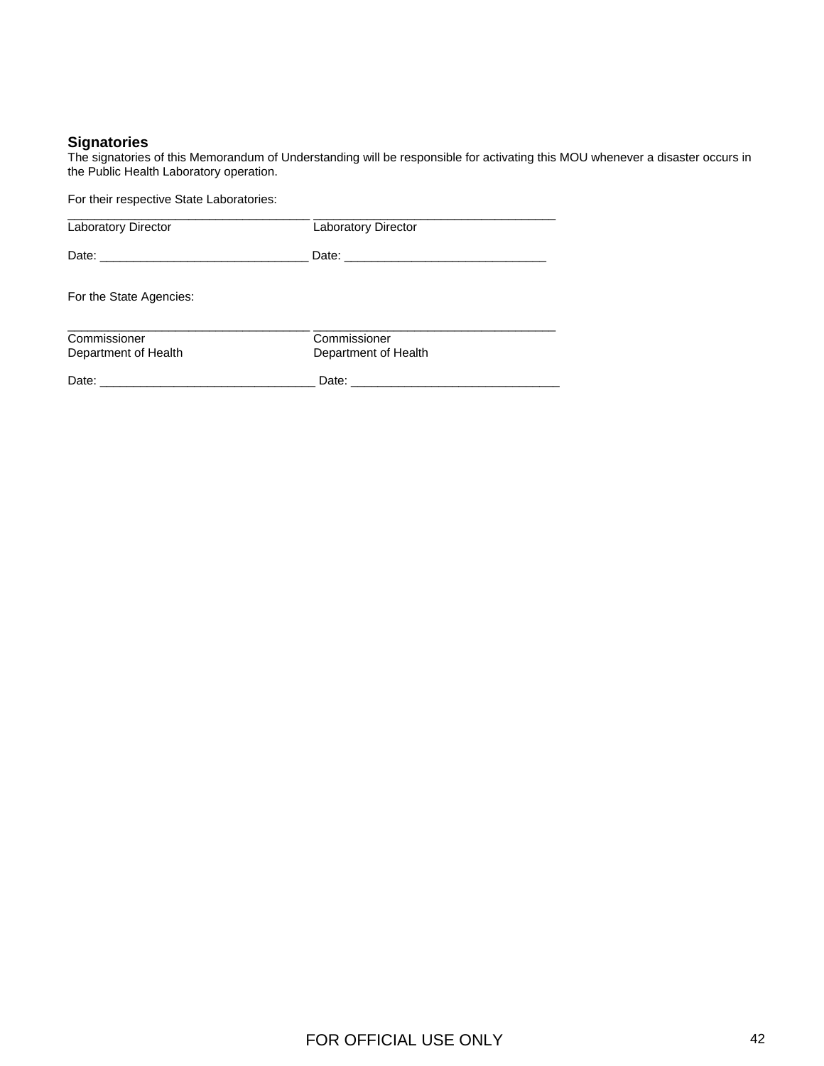## Signatories

The signatories of this Memorandum of Understanding will be responsible for activating this MOU whenever a disaster occurs in the Public Health Laboratory operation.

For their respective State Laboratories:

| ___________________________________ | ___________________________________ |
|---|---|
| Laboratory Director | Laboratory Director |
| Date: _______________________________ | Date: ______________________________ |

For the State Agencies:

| ___________________________________ | ___________________________________ |
|---|---|
| Commissioner<br>Department of Health | Commissioner<br>Department of Health |
| Date: ________________________________ | Date: _______________________________ |

FOR OFFICIAL USE ONLY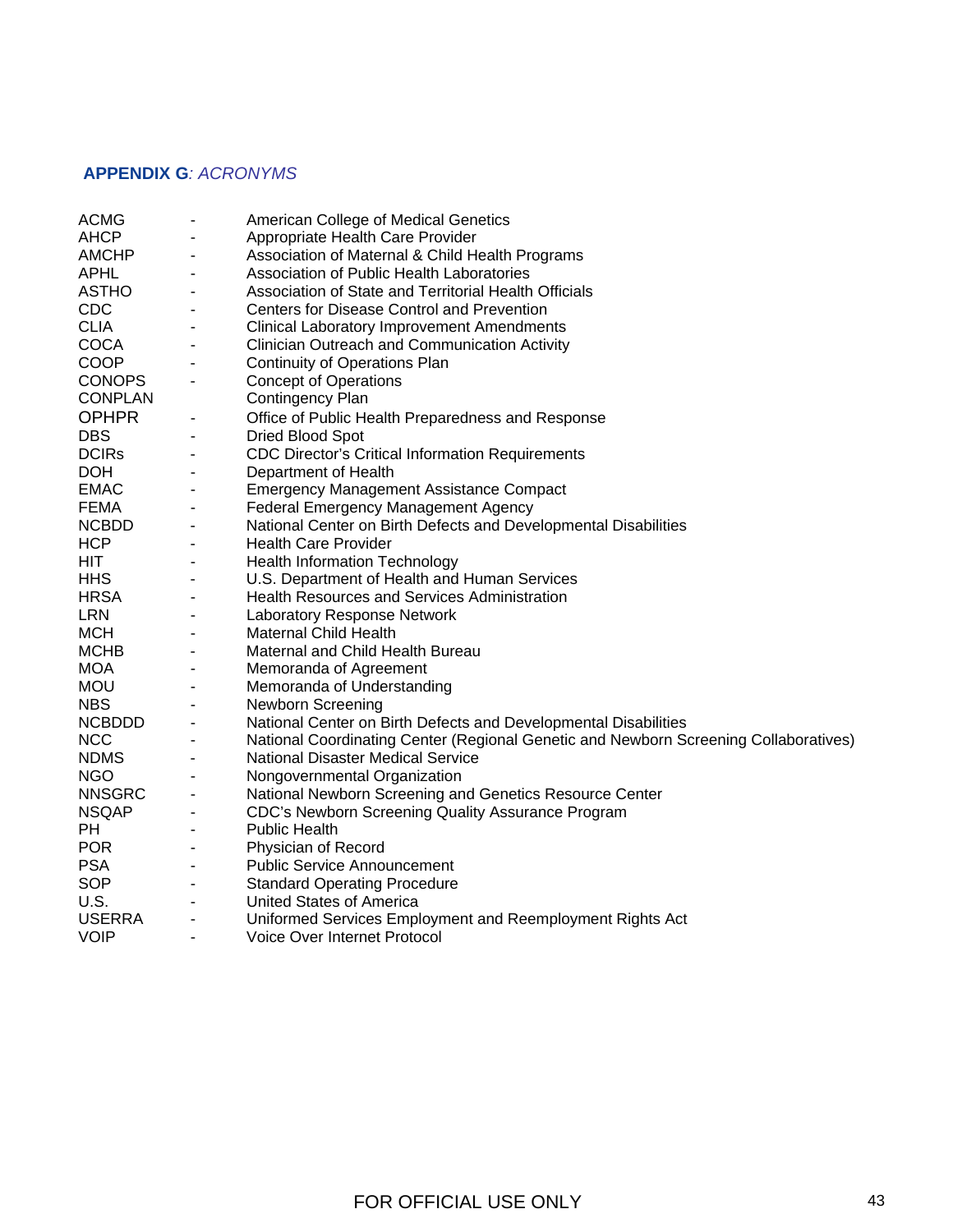## **APPENDIX G**: *ACRONYMS*

| | | |
|---|---|---|
| ACMG | - | American College of Medical Genetics |
| AHCP | - | Appropriate Health Care Provider |
| AMCHP | - | Association of Maternal & Child Health Programs |
| APHL | - | Association of Public Health Laboratories |
| ASTHO | - | Association of State and Territorial Health Officials |
| CDC | - | Centers for Disease Control and Prevention |
| CLIA | - | Clinical Laboratory Improvement Amendments |
| COCA | - | Clinician Outreach and Communication Activity |
| COOP | - | Continuity of Operations Plan |
| CONOPS | - | Concept of Operations |
| CONPLAN | | Contingency Plan |
| OPHPR | - | Office of Public Health Preparedness and Response |
| DBS | - | Dried Blood Spot |
| DCIRs | - | CDC Director's Critical Information Requirements |
| DOH | - | Department of Health |
| EMAC | - | Emergency Management Assistance Compact |
| FEMA | - | Federal Emergency Management Agency |
| NCBDD | - | National Center on Birth Defects and Developmental Disabilities |
| HCP | - | Health Care Provider |
| HIT | - | Health Information Technology |
| HHS | - | U.S. Department of Health and Human Services |
| HRSA | - | Health Resources and Services Administration |
| LRN | - | Laboratory Response Network |
| MCH | - | Maternal Child Health |
| MCHB | - | Maternal and Child Health Bureau |
| MOA | - | Memoranda of Agreement |
| MOU | - | Memoranda of Understanding |
| NBS | - | Newborn Screening |
| NCBDDD | - | National Center on Birth Defects and Developmental Disabilities |
| NCC | - | National Coordinating Center (Regional Genetic and Newborn Screening Collaboratives) |
| NDMS | - | National Disaster Medical Service |
| NGO | - | Nongovernmental Organization |
| NNSGRC | - | National Newborn Screening and Genetics Resource Center |
| NSQAP | - | CDC's Newborn Screening Quality Assurance Program |
| PH | - | Public Health |
| POR | - | Physician of Record |
| PSA | - | Public Service Announcement |
| SOP | - | Standard Operating Procedure |
| U.S. | - | United States of America |
| USERRA | - | Uniformed Services Employment and Reemployment Rights Act |
| VOIP | - | Voice Over Internet Protocol |

FOR OFFICIAL USE ONLY